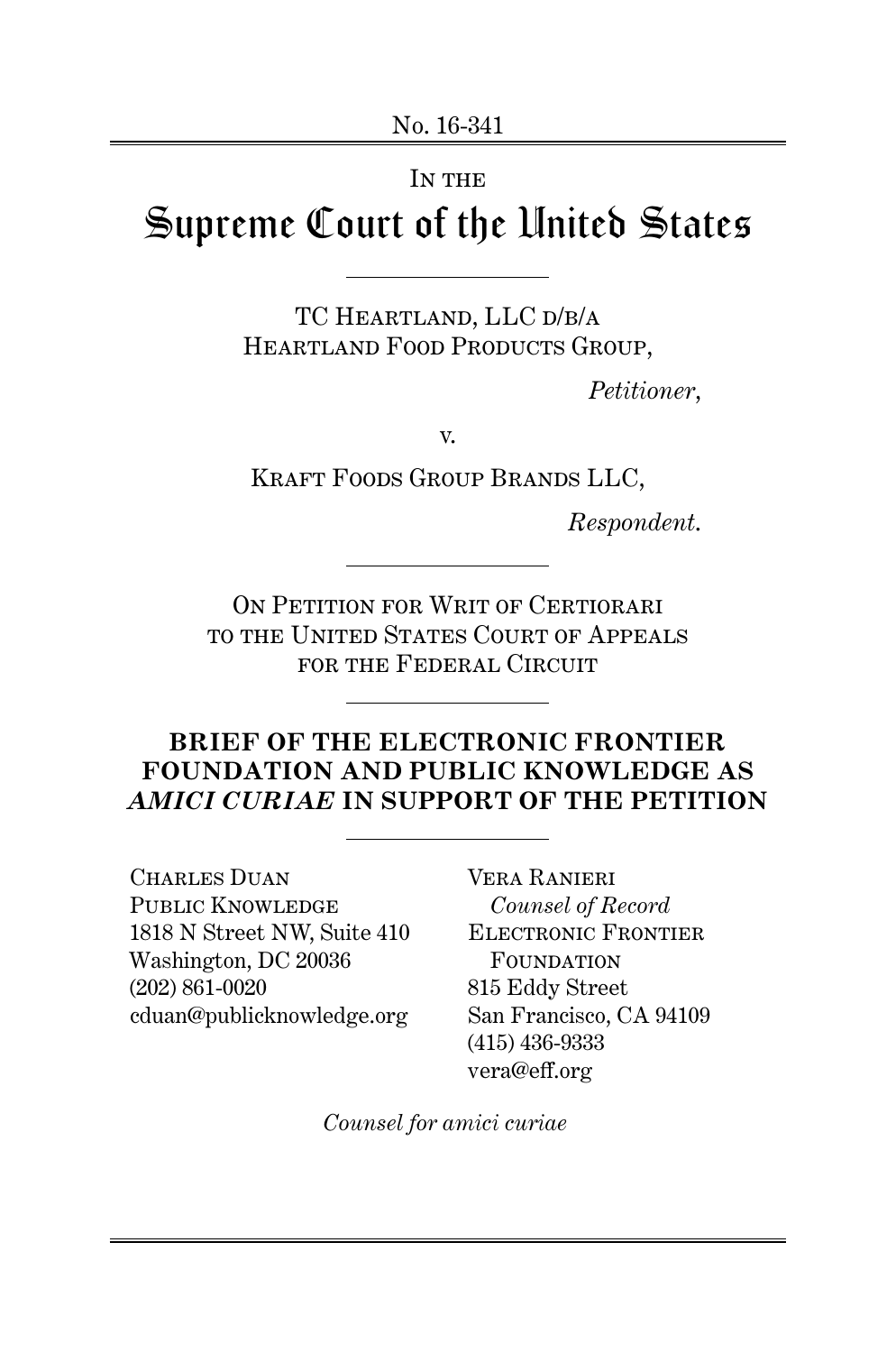No. 16-341

IN THE

# Supreme Court of the United States

TC HEARTLAND, LLC D/B/A
HEARTLAND FOOD PRODUCTS GROUP,

*Petitioner*,

v.

KRAFT FOODS GROUP BRANDS LLC,

*Respondent*.

ON PETITION FOR WRIT OF CERTIORARI
TO THE UNITED STATES COURT OF APPEALS
FOR THE FEDERAL CIRCUIT

## BRIEF OF THE ELECTRONIC FRONTIER FOUNDATION AND PUBLIC KNOWLEDGE AS *AMICI CURIAE* IN SUPPORT OF THE PETITION

CHARLES DUAN
PUBLIC KNOWLEDGE
1818 N Street NW, Suite 410
Washington, DC 20036
(202) 861-0020
cduan@publicknowledge.org

VERA RANIERI
*Counsel of Record*
ELECTRONIC FRONTIER FOUNDATION
815 Eddy Street
San Francisco, CA 94109
(415) 436-9333
vera@eff.org

*Counsel for amici curiae*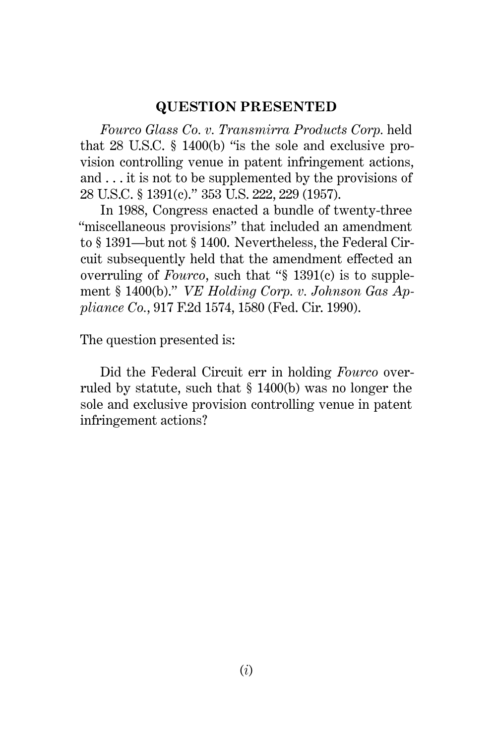## QUESTION PRESENTED

*Fourco Glass Co. v. Transmirra Products Corp.* held that 28 U.S.C. § 1400(b) "is the sole and exclusive provision controlling venue in patent infringement actions, and . . . it is not to be supplemented by the provisions of 28 U.S.C. § 1391(c)." 353 U.S. 222, 229 (1957).

In 1988, Congress enacted a bundle of twenty-three "miscellaneous provisions" that included an amendment to § 1391—but not § 1400. Nevertheless, the Federal Circuit subsequently held that the amendment effected an overruling of *Fourco*, such that "§ 1391(c) is to supplement § 1400(b)." *VE Holding Corp. v. Johnson Gas Appliance Co.*, 917 F.2d 1574, 1580 (Fed. Cir. 1990).

The question presented is:

Did the Federal Circuit err in holding *Fourco* overruled by statute, such that § 1400(b) was no longer the sole and exclusive provision controlling venue in patent infringement actions?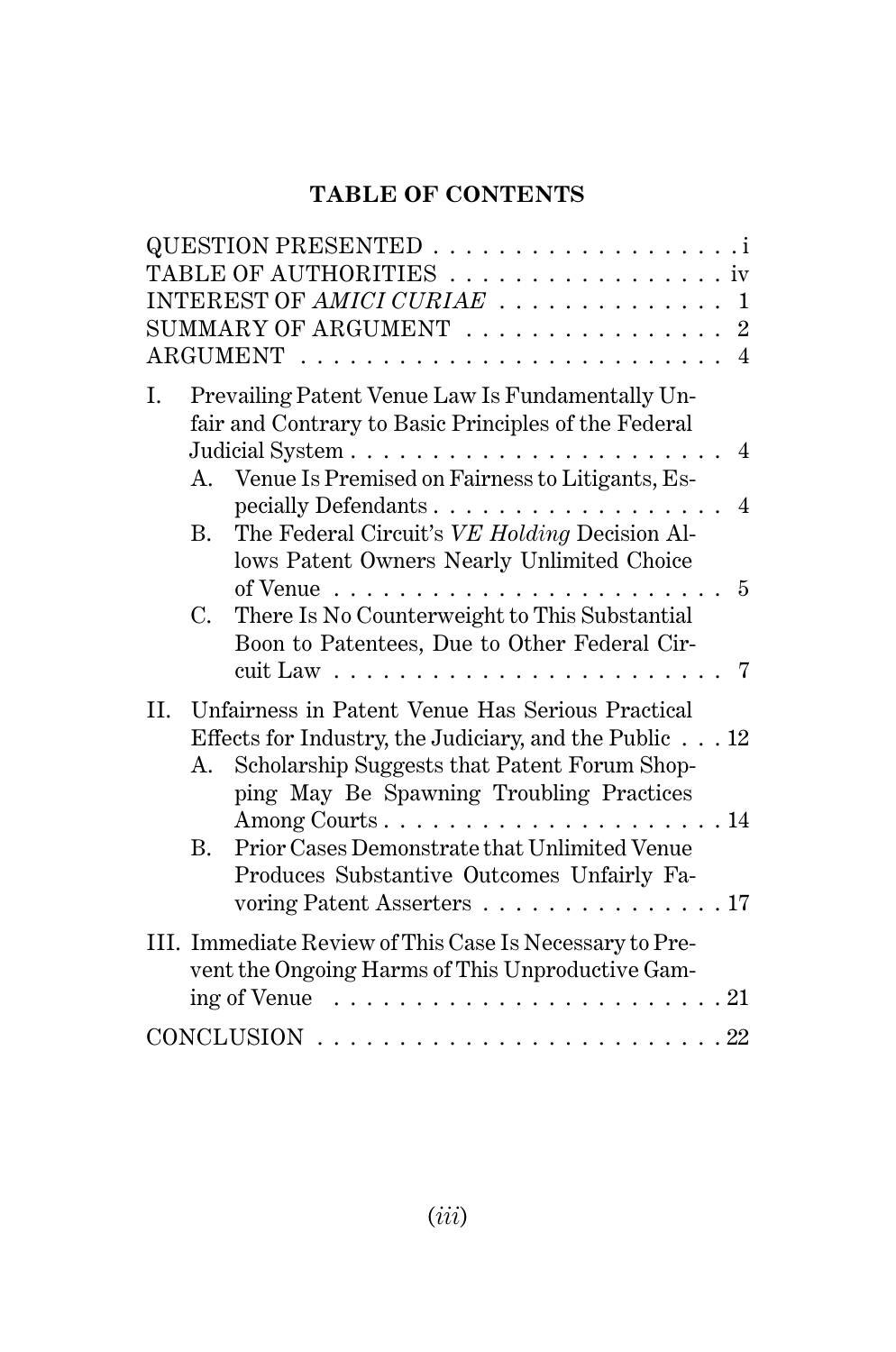## TABLE OF CONTENTS

QUESTION PRESENTED . . . . . . . . . . . . . . . . . . . i
TABLE OF AUTHORITIES . . . . . . . . . . . . . . . . . iv
INTEREST OF *AMICI CURIAE* . . . . . . . . . . . . . 1
SUMMARY OF ARGUMENT . . . . . . . . . . . . . . . . 2
ARGUMENT . . . . . . . . . . . . . . . . . . . . . . . . . . 4

I. Prevailing Patent Venue Law Is Fundamentally Unfair and Contrary to Basic Principles of the Federal Judicial System . . . . . . . . . . . . . . . . . . . . . . . 4
   A. Venue Is Premised on Fairness to Litigants, Especially Defendants . . . . . . . . . . . . . . . . . . 4
   B. The Federal Circuit's *VE Holding* Decision Allows Patent Owners Nearly Unlimited Choice of Venue . . . . . . . . . . . . . . . . . . . . . . . . 5
   C. There Is No Counterweight to This Substantial Boon to Patentees, Due to Other Federal Circuit Law . . . . . . . . . . . . . . . . . . . . . . . . 7

II. Unfairness in Patent Venue Has Serious Practical Effects for Industry, the Judiciary, and the Public . . . 12
   A. Scholarship Suggests that Patent Forum Shopping May Be Spawning Troubling Practices Among Courts . . . . . . . . . . . . . . . . . . . . . 14
   B. Prior Cases Demonstrate that Unlimited Venue Produces Substantive Outcomes Unfairly Favoring Patent Asserters . . . . . . . . . . . . . . . 17

III. Immediate Review of This Case Is Necessary to Prevent the Ongoing Harms of This Unproductive Gaming of Venue . . . . . . . . . . . . . . . . . . . . . . . 21

CONCLUSION . . . . . . . . . . . . . . . . . . . . . . . . . 22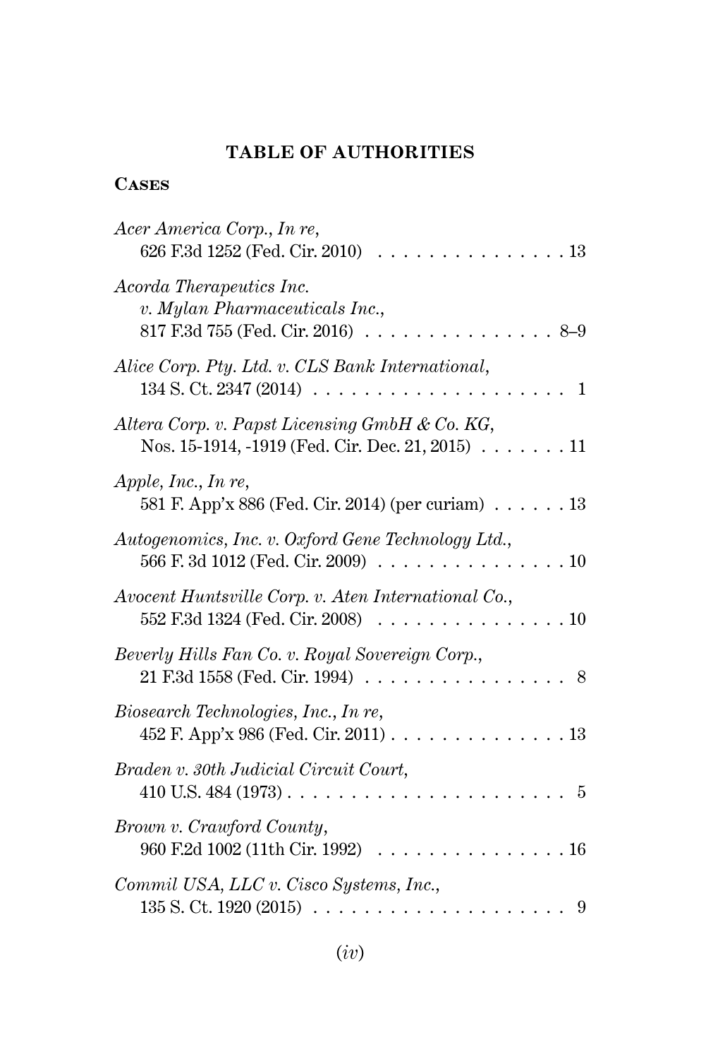## TABLE OF AUTHORITIES

### CASES

*Acer America Corp., In re*,
626 F.3d 1252 (Fed. Cir. 2010) . . . . . . . . . . . . . . . . 13

*Acorda Therapeutics Inc. v. Mylan Pharmaceuticals Inc.*,
817 F.3d 755 (Fed. Cir. 2016) . . . . . . . . . . . . . . . . 8–9

*Alice Corp. Pty. Ltd. v. CLS Bank International*,
134 S. Ct. 2347 (2014) . . . . . . . . . . . . . . . . . . . . 1

*Altera Corp. v. Papst Licensing GmbH & Co. KG*,
Nos. 15-1914, -1919 (Fed. Cir. Dec. 21, 2015) . . . . . . . 11

*Apple, Inc., In re*,
581 F. App'x 886 (Fed. Cir. 2014) (per curiam) . . . . . . 13

*Autogenomics, Inc. v. Oxford Gene Technology Ltd.*,
566 F. 3d 1012 (Fed. Cir. 2009) . . . . . . . . . . . . . . . 10

*Avocent Huntsville Corp. v. Aten International Co.*,
552 F.3d 1324 (Fed. Cir. 2008) . . . . . . . . . . . . . . . 10

*Beverly Hills Fan Co. v. Royal Sovereign Corp.*,
21 F.3d 1558 (Fed. Cir. 1994) . . . . . . . . . . . . . . . . 8

*Biosearch Technologies, Inc., In re*,
452 F. App'x 986 (Fed. Cir. 2011) . . . . . . . . . . . . . . 13

*Braden v. 30th Judicial Circuit Court*,
410 U.S. 484 (1973) . . . . . . . . . . . . . . . . . . . . . . 5

*Brown v. Crawford County*,
960 F.2d 1002 (11th Cir. 1992) . . . . . . . . . . . . . . . 16

*Commil USA, LLC v. Cisco Systems, Inc.*,
135 S. Ct. 1920 (2015) . . . . . . . . . . . . . . . . . . . . 9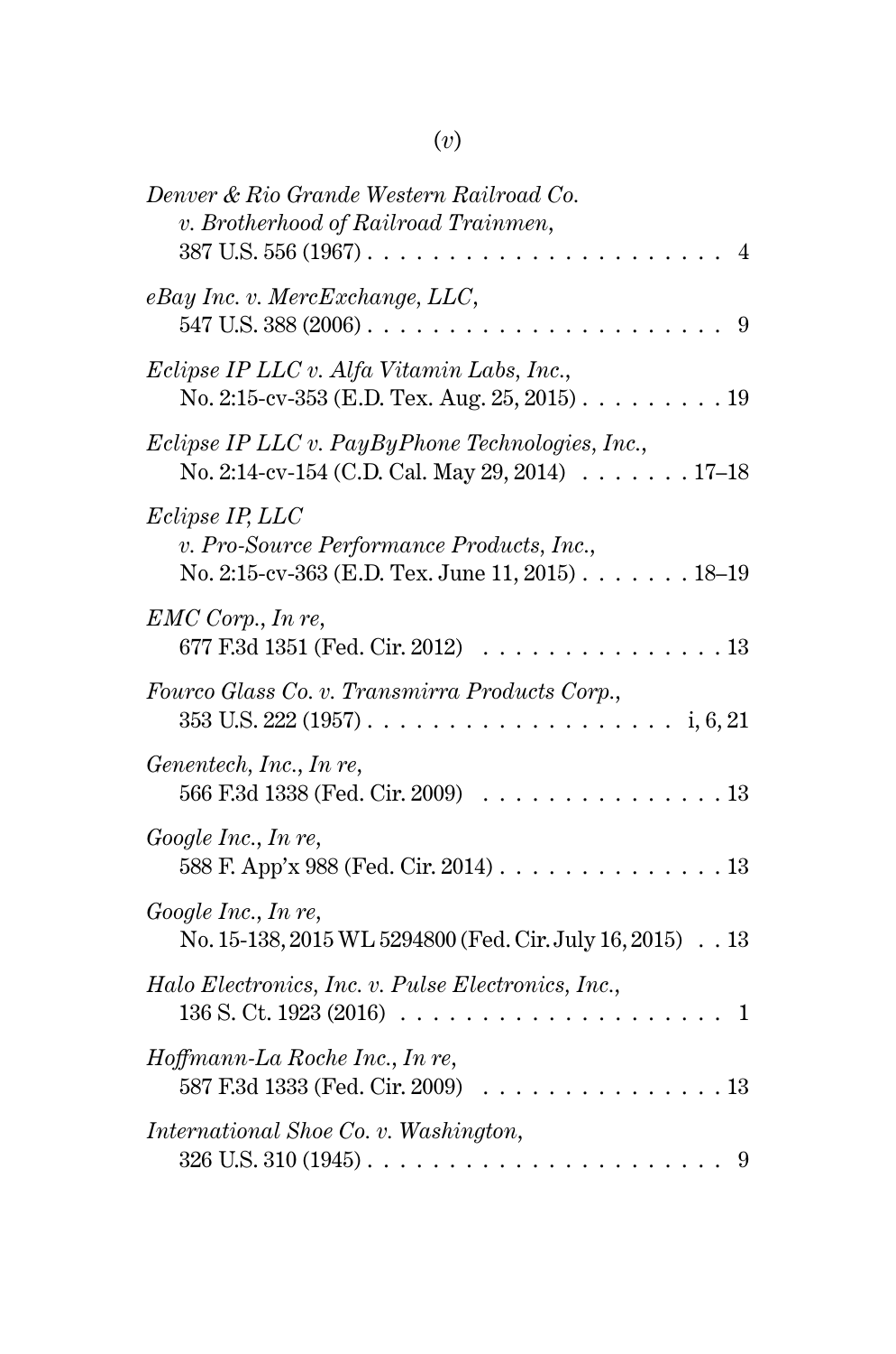*Denver & Rio Grande Western Railroad Co. v. Brotherhood of Railroad Trainmen*,
387 U.S. 556 (1967) . . . . . . . . . . . . . . . . . . . . . . 4

*eBay Inc. v. MercExchange, LLC*,
547 U.S. 388 (2006) . . . . . . . . . . . . . . . . . . . . . . 9

*Eclipse IP LLC v. Alfa Vitamin Labs, Inc.*,
No. 2:15-cv-353 (E.D. Tex. Aug. 25, 2015) . . . . . . . . . 19

*Eclipse IP LLC v. PayByPhone Technologies, Inc.*,
No. 2:14-cv-154 (C.D. Cal. May 29, 2014) . . . . . . . 17–18

*Eclipse IP, LLC v. Pro-Source Performance Products, Inc.*,
No. 2:15-cv-363 (E.D. Tex. June 11, 2015) . . . . . . . 18–19

*EMC Corp., In re*,
677 F.3d 1351 (Fed. Cir. 2012) . . . . . . . . . . . . . . . 13

*Fourco Glass Co. v. Transmirra Products Corp.*,
353 U.S. 222 (1957) . . . . . . . . . . . . . . . . . . . i, 6, 21

*Genentech, Inc., In re*,
566 F.3d 1338 (Fed. Cir. 2009) . . . . . . . . . . . . . . . 13

*Google Inc., In re*,
588 F. App'x 988 (Fed. Cir. 2014) . . . . . . . . . . . . . . 13

*Google Inc., In re*,
No. 15-138, 2015 WL 5294800 (Fed. Cir. July 16, 2015) . . 13

*Halo Electronics, Inc. v. Pulse Electronics, Inc.*,
136 S. Ct. 1923 (2016) . . . . . . . . . . . . . . . . . . . . 1

*Hoffmann-La Roche Inc., In re*,
587 F.3d 1333 (Fed. Cir. 2009) . . . . . . . . . . . . . . . 13

*International Shoe Co. v. Washington*,
326 U.S. 310 (1945) . . . . . . . . . . . . . . . . . . . . . . 9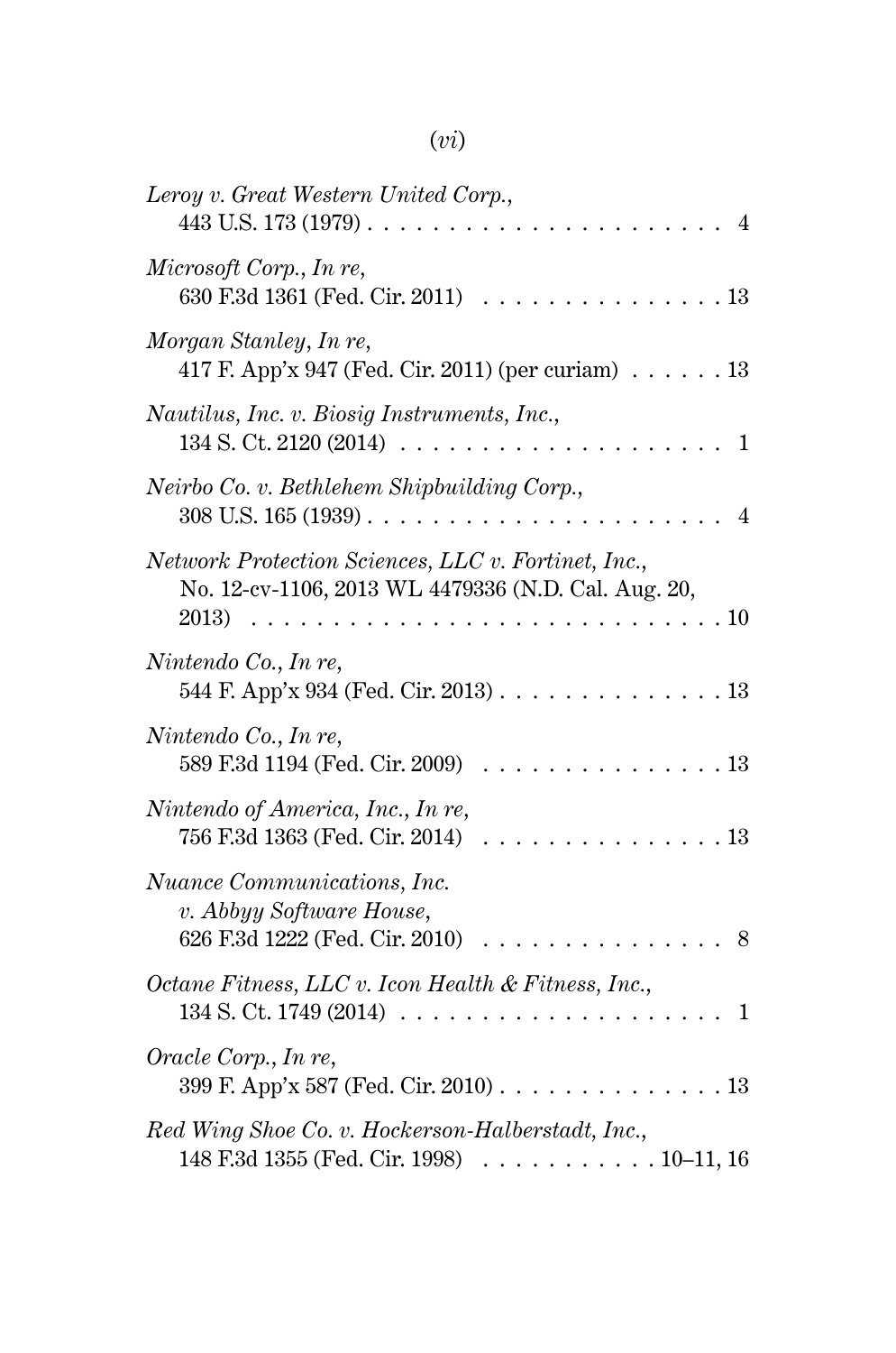*Leroy v. Great Western United Corp.*,
443 U.S. 173 (1979) . . . . . . . . . . . . . . . . . . . . . . . 4

*Microsoft Corp.*, *In re*,
630 F.3d 1361 (Fed. Cir. 2011) . . . . . . . . . . . . . . . . 13

*Morgan Stanley*, *In re*,
417 F. App'x 947 (Fed. Cir. 2011) (per curiam) . . . . . . 13

*Nautilus, Inc. v. Biosig Instruments, Inc.*,
134 S. Ct. 2120 (2014) . . . . . . . . . . . . . . . . . . . . 1

*Neirbo Co. v. Bethlehem Shipbuilding Corp.*,
308 U.S. 165 (1939) . . . . . . . . . . . . . . . . . . . . . . . 4

*Network Protection Sciences, LLC v. Fortinet, Inc.*,
No. 12-cv-1106, 2013 WL 4479336 (N.D. Cal. Aug. 20, 2013) . . . . . . . . . . . . . . . . . . . . . . . . . . . . 10

*Nintendo Co.*, *In re*,
544 F. App'x 934 (Fed. Cir. 2013) . . . . . . . . . . . . . . 13

*Nintendo Co.*, *In re*,
589 F.3d 1194 (Fed. Cir. 2009) . . . . . . . . . . . . . . . . 13

*Nintendo of America, Inc.*, *In re*,
756 F.3d 1363 (Fed. Cir. 2014) . . . . . . . . . . . . . . . . 13

*Nuance Communications, Inc. v. Abbyy Software House*,
626 F.3d 1222 (Fed. Cir. 2010) . . . . . . . . . . . . . . . . 8

*Octane Fitness, LLC v. Icon Health & Fitness, Inc.*,
134 S. Ct. 1749 (2014) . . . . . . . . . . . . . . . . . . . . 1

*Oracle Corp.*, *In re*,
399 F. App'x 587 (Fed. Cir. 2010) . . . . . . . . . . . . . . 13

*Red Wing Shoe Co. v. Hockerson-Halberstadt, Inc.*,
148 F.3d 1355 (Fed. Cir. 1998) . . . . . . . . . . . 10–11, 16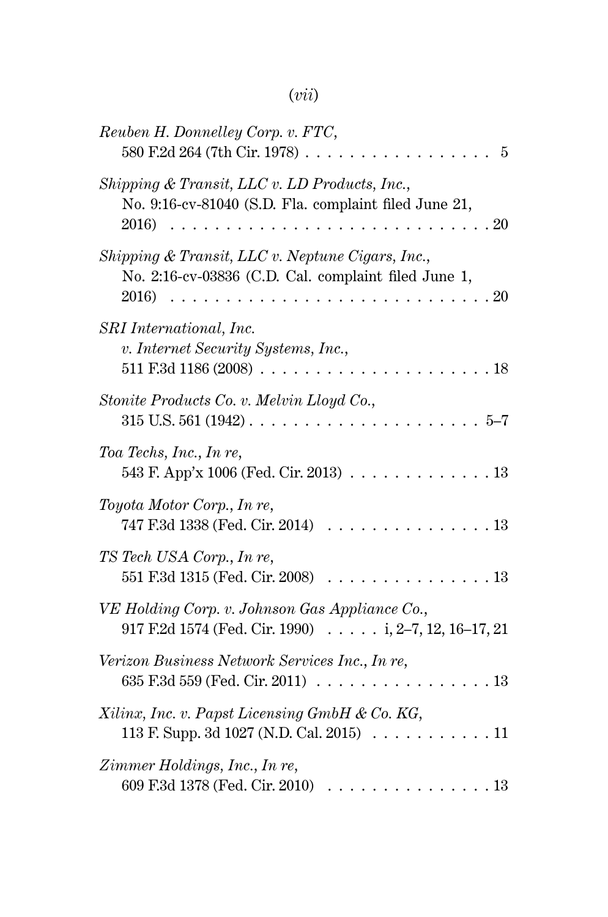*Reuben H. Donnelley Corp. v. FTC*,
580 F.2d 264 (7th Cir. 1978) . . . . . . . . . . . . . . . . . 5

*Shipping & Transit, LLC v. LD Products, Inc.*,
No. 9:16-cv-81040 (S.D. Fla. complaint filed June 21, 2016) . . . . . . . . . . . . . . . . . . . . . . . . . . . . 20

*Shipping & Transit, LLC v. Neptune Cigars, Inc.*,
No. 2:16-cv-03836 (C.D. Cal. complaint filed June 1, 2016) . . . . . . . . . . . . . . . . . . . . . . . . . . . . 20

*SRI International, Inc. v. Internet Security Systems, Inc.*,
511 F.3d 1186 (2008) . . . . . . . . . . . . . . . . . . . . . 18

*Stonite Products Co. v. Melvin Lloyd Co.*,
315 U.S. 561 (1942) . . . . . . . . . . . . . . . . . . . . . 5–7

*Toa Techs, Inc., In re*,
543 F. App'x 1006 (Fed. Cir. 2013) . . . . . . . . . . . . . 13

*Toyota Motor Corp., In re*,
747 F.3d 1338 (Fed. Cir. 2014) . . . . . . . . . . . . . . . 13

*TS Tech USA Corp., In re*,
551 F.3d 1315 (Fed. Cir. 2008) . . . . . . . . . . . . . . . 13

*VE Holding Corp. v. Johnson Gas Appliance Co.*,
917 F.2d 1574 (Fed. Cir. 1990) . . . . . i, 2–7, 12, 16–17, 21

*Verizon Business Network Services Inc., In re*,
635 F.3d 559 (Fed. Cir. 2011) . . . . . . . . . . . . . . . . 13

*Xilinx, Inc. v. Papst Licensing GmbH & Co. KG*,
113 F. Supp. 3d 1027 (N.D. Cal. 2015) . . . . . . . . . . . 11

*Zimmer Holdings, Inc., In re*,
609 F.3d 1378 (Fed. Cir. 2010) . . . . . . . . . . . . . . . 13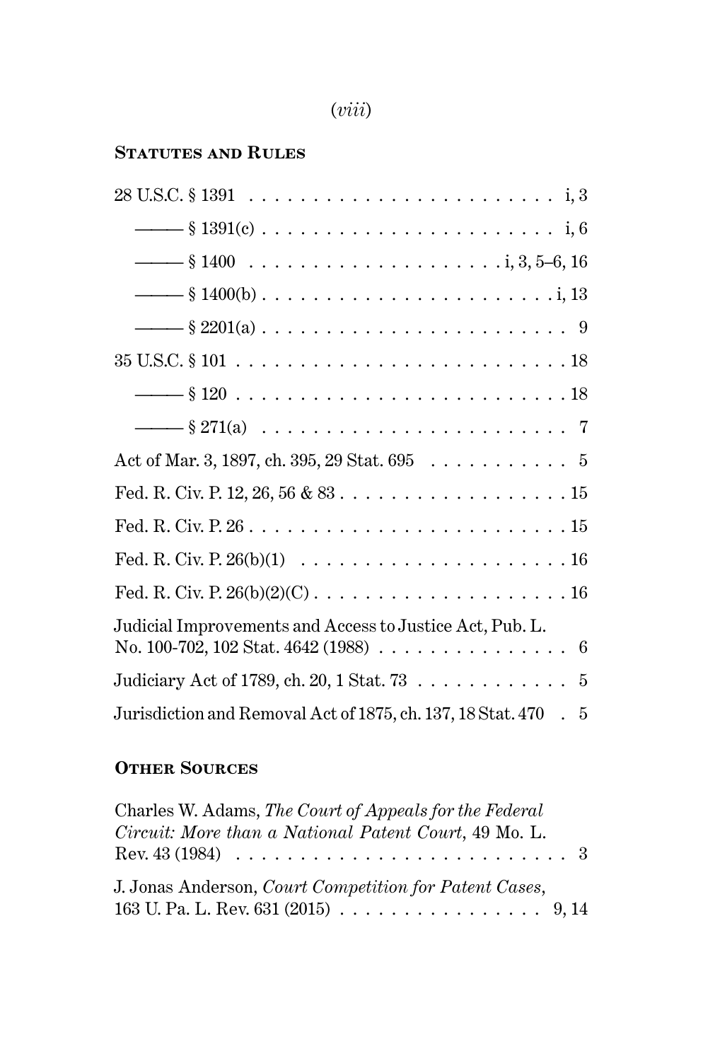## STATUTES AND RULES

28 U.S.C. § 1391 . . . . . . . . . . . . . . . . . . . . . . . . i, 3

——— § 1391(c) . . . . . . . . . . . . . . . . . . . . . . . i, 6

——— § 1400 . . . . . . . . . . . . . . . . . . . . i, 3, 5–6, 16

——— § 1400(b) . . . . . . . . . . . . . . . . . . . . . . . i, 13

——— § 2201(a) . . . . . . . . . . . . . . . . . . . . . . . . 9

35 U.S.C. § 101 . . . . . . . . . . . . . . . . . . . . . . . . . 18

——— § 120 . . . . . . . . . . . . . . . . . . . . . . . . . . 18

——— § 271(a) . . . . . . . . . . . . . . . . . . . . . . . . 7

Act of Mar. 3, 1897, ch. 395, 29 Stat. 695 . . . . . . . . . . . 5

Fed. R. Civ. P. 12, 26, 56 & 83 . . . . . . . . . . . . . . . . . . 15

Fed. R. Civ. P. 26 . . . . . . . . . . . . . . . . . . . . . . . . . 15

Fed. R. Civ. P. 26(b)(1) . . . . . . . . . . . . . . . . . . . . . 16

Fed. R. Civ. P. 26(b)(2)(C) . . . . . . . . . . . . . . . . . . . 16

Judicial Improvements and Access to Justice Act, Pub. L. No. 100-702, 102 Stat. 4642 (1988) . . . . . . . . . . . . . . . 6

Judiciary Act of 1789, ch. 20, 1 Stat. 73 . . . . . . . . . . . . 5

Jurisdiction and Removal Act of 1875, ch. 137, 18 Stat. 470 . 5

## OTHER SOURCES

Charles W. Adams, *The Court of Appeals for the Federal Circuit: More than a National Patent Court*, 49 Mo. L. Rev. 43 (1984) . . . . . . . . . . . . . . . . . . . . . . . . . 3

J. Jonas Anderson, *Court Competition for Patent Cases*, 163 U. Pa. L. Rev. 631 (2015) . . . . . . . . . . . . . . . . 9, 14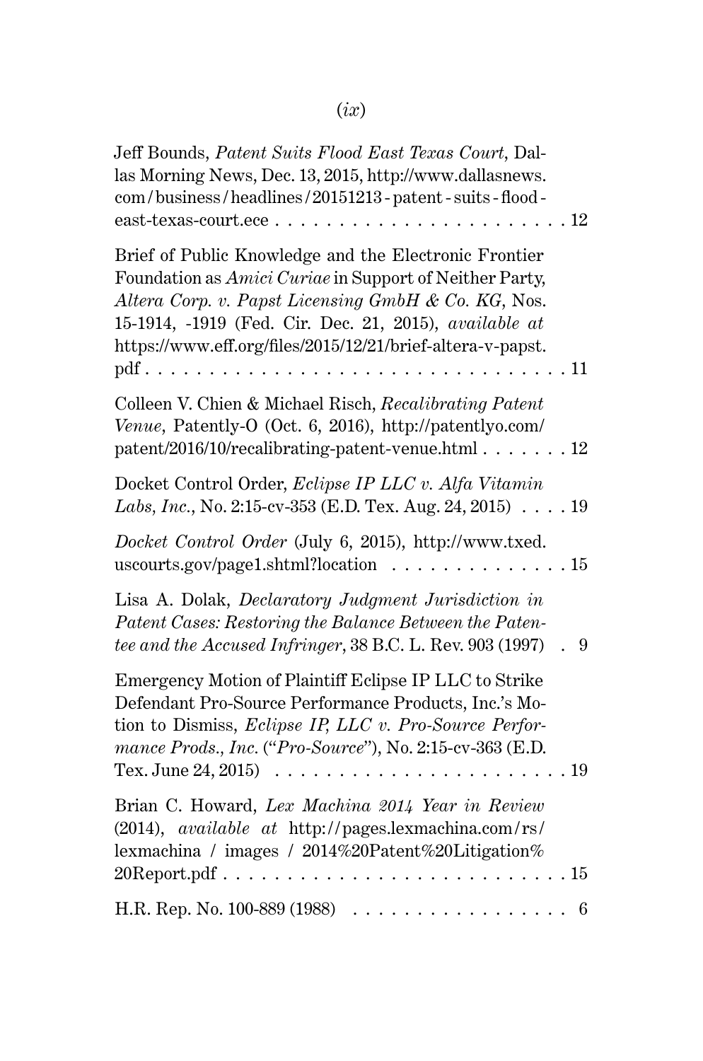Jeff Bounds, *Patent Suits Flood East Texas Court*, Dallas Morning News, Dec. 13, 2015, http://www.dallasnews.com/business/headlines/20151213-patent-suits-flood-east-texas-court.ece . . . . . . . . . . . . . . . . . . . . . . . 12

Brief of Public Knowledge and the Electronic Frontier Foundation as *Amici Curiae* in Support of Neither Party, *Altera Corp. v. Papst Licensing GmbH & Co. KG*, Nos. 15-1914, -1919 (Fed. Cir. Dec. 21, 2015), *available at* https://www.eff.org/files/2015/12/21/brief-altera-v-papst.pdf . . . . . . . . . . . . . . . . . . . . . . . . . . . . . . . . 11

Colleen V. Chien & Michael Risch, *Recalibrating Patent Venue*, Patently-O (Oct. 6, 2016), http://patentlyo.com/patent/2016/10/recalibrating-patent-venue.html . . . . . . . 12

Docket Control Order, *Eclipse IP LLC v. Alfa Vitamin Labs, Inc.*, No. 2:15-cv-353 (E.D. Tex. Aug. 24, 2015) . . . . 19

*Docket Control Order* (July 6, 2015), http://www.txed.uscourts.gov/page1.shtml?location . . . . . . . . . . . . . . 15

Lisa A. Dolak, *Declaratory Judgment Jurisdiction in Patent Cases: Restoring the Balance Between the Patentee and the Accused Infringer*, 38 B.C. L. Rev. 903 (1997) . 9

Emergency Motion of Plaintiff Eclipse IP LLC to Strike Defendant Pro-Source Performance Products, Inc.'s Motion to Dismiss, *Eclipse IP, LLC v. Pro-Source Performance Prods., Inc.* ("*Pro-Source*"), No. 2:15-cv-363 (E.D. Tex. June 24, 2015) . . . . . . . . . . . . . . . . . . . . . . . 19

Brian C. Howard, *Lex Machina 2014 Year in Review* (2014), *available at* http://pages.lexmachina.com/rs/lexmachina/images/2014%20Patent%20Litigation%20Report.pdf . . . . . . . . . . . . . . . . . . . . . . . . . . . 15

H.R. Rep. No. 100-889 (1988) . . . . . . . . . . . . . . . . . 6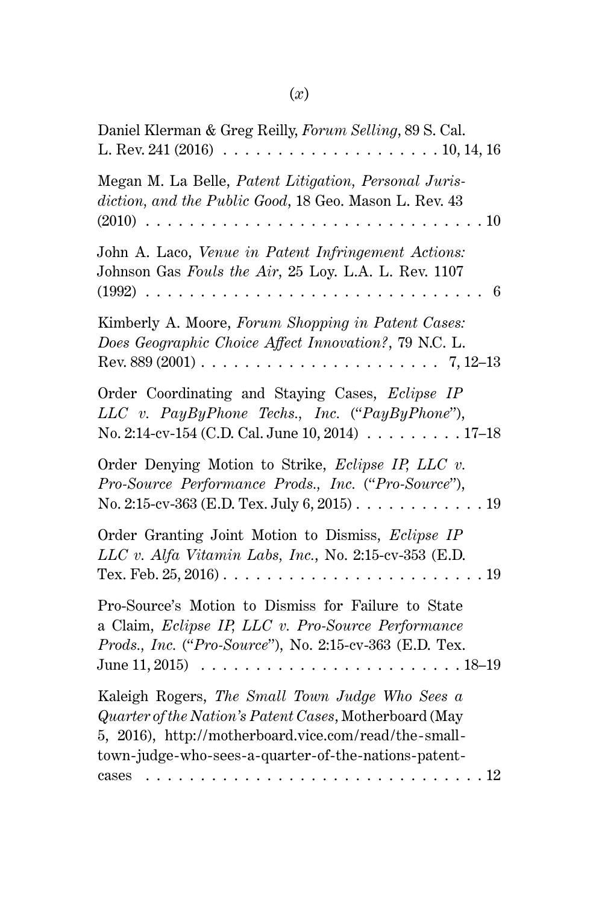Daniel Klerman & Greg Reilly, *Forum Selling*, 89 S. Cal. L. Rev. 241 (2016) . . . . . . . . . . . . . . . . . . . . 10, 14, 16

Megan M. La Belle, *Patent Litigation, Personal Jurisdiction, and the Public Good*, 18 Geo. Mason L. Rev. 43 (2010) . . . . . . . . . . . . . . . . . . . . . . . . . . . . . . 10

John A. Laco, *Venue in Patent Infringement Actions:* Johnson Gas *Fouls the Air*, 25 Loy. L.A. L. Rev. 1107 (1992) . . . . . . . . . . . . . . . . . . . . . . . . . . . . . . 6

Kimberly A. Moore, *Forum Shopping in Patent Cases: Does Geographic Choice Affect Innovation?*, 79 N.C. L. Rev. 889 (2001) . . . . . . . . . . . . . . . . . . . . . . 7, 12–13

Order Coordinating and Staying Cases, *Eclipse IP LLC v. PayByPhone Techs., Inc.* ("*PayByPhone*"), No. 2:14-cv-154 (C.D. Cal. June 10, 2014) . . . . . . . . . 17–18

Order Denying Motion to Strike, *Eclipse IP, LLC v. Pro-Source Performance Prods., Inc.* ("*Pro-Source*"), No. 2:15-cv-363 (E.D. Tex. July 6, 2015) . . . . . . . . . . . . 19

Order Granting Joint Motion to Dismiss, *Eclipse IP LLC v. Alfa Vitamin Labs, Inc.*, No. 2:15-cv-353 (E.D. Tex. Feb. 25, 2016) . . . . . . . . . . . . . . . . . . . . . . . . 19

Pro-Source's Motion to Dismiss for Failure to State a Claim, *Eclipse IP, LLC v. Pro-Source Performance Prods., Inc.* ("*Pro-Source*"), No. 2:15-cv-363 (E.D. Tex. June 11, 2015) . . . . . . . . . . . . . . . . . . . . . . . . 18–19

Kaleigh Rogers, *The Small Town Judge Who Sees a Quarter of the Nation's Patent Cases*, Motherboard (May 5, 2016), http://motherboard.vice.com/read/the-small-town-judge-who-sees-a-quarter-of-the-nations-patent-cases . . . . . . . . . . . . . . . . . . . . . . . . . . . . . . 12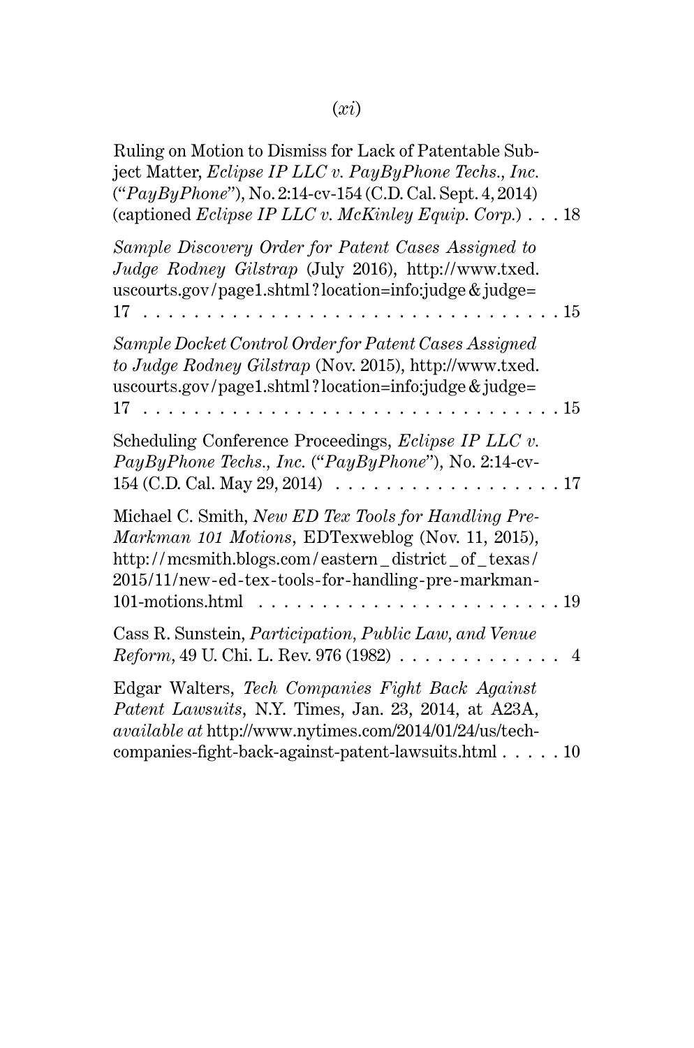Ruling on Motion to Dismiss for Lack of Patentable Subject Matter, *Eclipse IP LLC v. PayByPhone Techs., Inc.* (“*PayByPhone*”), No. 2:14-cv-154 (C.D. Cal. Sept. 4, 2014) (captioned *Eclipse IP LLC v. McKinley Equip. Corp.*) . . . 18

*Sample Discovery Order for Patent Cases Assigned to Judge Rodney Gilstrap* (July 2016), http://www.txed.uscourts.gov/page1.shtml?location=info:judge&judge=17 . . . . . . . . . . . . . . . . . . . . . . . . . . . . . . . . 15

*Sample Docket Control Order for Patent Cases Assigned to Judge Rodney Gilstrap* (Nov. 2015), http://www.txed.uscourts.gov/page1.shtml?location=info:judge&judge=17 . . . . . . . . . . . . . . . . . . . . . . . . . . . . . . . . 15

Scheduling Conference Proceedings, *Eclipse IP LLC v. PayByPhone Techs., Inc.* (“*PayByPhone*”), No. 2:14-cv-154 (C.D. Cal. May 29, 2014) . . . . . . . . . . . . . . . . . . 17

Michael C. Smith, *New ED Tex Tools for Handling Pre-Markman 101 Motions*, EDTexweblog (Nov. 11, 2015), http://mcsmith.blogs.com/eastern_district_of_texas/2015/11/new-ed-tex-tools-for-handling-pre-markman-101-motions.html . . . . . . . . . . . . . . . . . . . . . . . . 19

Cass R. Sunstein, *Participation, Public Law, and Venue Reform*, 49 U. Chi. L. Rev. 976 (1982) . . . . . . . . . . . . . 4

Edgar Walters, *Tech Companies Fight Back Against Patent Lawsuits*, N.Y. Times, Jan. 23, 2014, at A23A, *available at* http://www.nytimes.com/2014/01/24/us/tech-companies-fight-back-against-patent-lawsuits.html . . . . . 10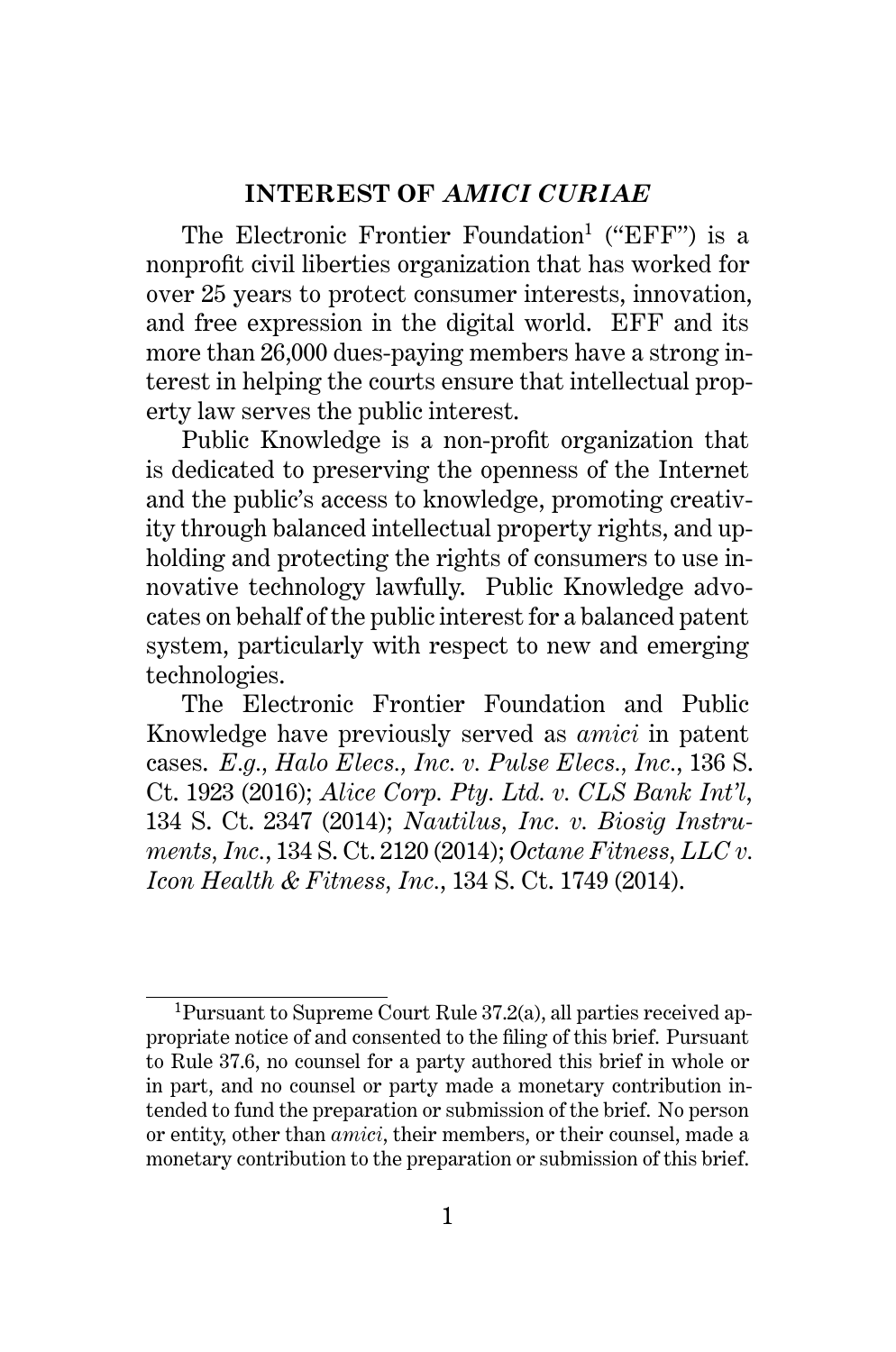## INTEREST OF *AMICI CURIAE*

The Electronic Frontier Foundation[1] ("EFF") is a nonprofit civil liberties organization that has worked for over 25 years to protect consumer interests, innovation, and free expression in the digital world. EFF and its more than 26,000 dues-paying members have a strong interest in helping the courts ensure that intellectual property law serves the public interest.

Public Knowledge is a non-profit organization that is dedicated to preserving the openness of the Internet and the public's access to knowledge, promoting creativity through balanced intellectual property rights, and upholding and protecting the rights of consumers to use innovative technology lawfully. Public Knowledge advocates on behalf of the public interest for a balanced patent system, particularly with respect to new and emerging technologies.

The Electronic Frontier Foundation and Public Knowledge have previously served as *amici* in patent cases. *E.g.*, *Halo Elecs., Inc. v. Pulse Elecs., Inc.*, 136 S. Ct. 1923 (2016); *Alice Corp. Pty. Ltd. v. CLS Bank Int'l*, 134 S. Ct. 2347 (2014); *Nautilus, Inc. v. Biosig Instruments, Inc.*, 134 S. Ct. 2120 (2014); *Octane Fitness, LLC v. Icon Health & Fitness, Inc.*, 134 S. Ct. 1749 (2014).

---

[1] Pursuant to Supreme Court Rule 37.2(a), all parties received appropriate notice of and consented to the filing of this brief. Pursuant to Rule 37.6, no counsel for a party authored this brief in whole or in part, and no counsel or party made a monetary contribution intended to fund the preparation or submission of the brief. No person or entity, other than *amici*, their members, or their counsel, made a monetary contribution to the preparation or submission of this brief.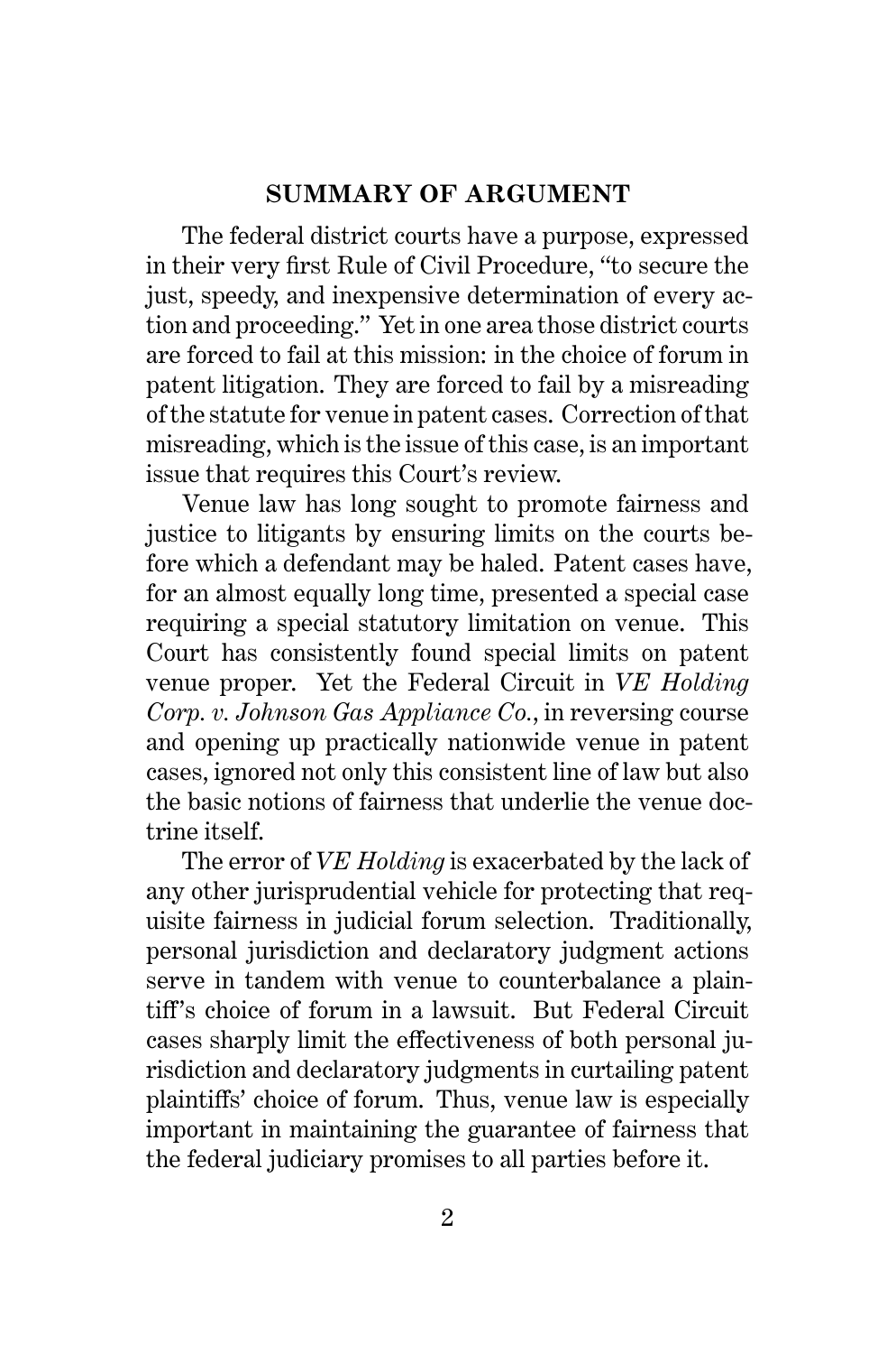## SUMMARY OF ARGUMENT

The federal district courts have a purpose, expressed in their very first Rule of Civil Procedure, "to secure the just, speedy, and inexpensive determination of every action and proceeding." Yet in one area those district courts are forced to fail at this mission: in the choice of forum in patent litigation. They are forced to fail by a misreading of the statute for venue in patent cases. Correction of that misreading, which is the issue of this case, is an important issue that requires this Court's review.

Venue law has long sought to promote fairness and justice to litigants by ensuring limits on the courts before which a defendant may be haled. Patent cases have, for an almost equally long time, presented a special case requiring a special statutory limitation on venue. This Court has consistently found special limits on patent venue proper. Yet the Federal Circuit in *VE Holding Corp. v. Johnson Gas Appliance Co.*, in reversing course and opening up practically nationwide venue in patent cases, ignored not only this consistent line of law but also the basic notions of fairness that underlie the venue doctrine itself.

The error of *VE Holding* is exacerbated by the lack of any other jurisprudential vehicle for protecting that requisite fairness in judicial forum selection. Traditionally, personal jurisdiction and declaratory judgment actions serve in tandem with venue to counterbalance a plaintiff's choice of forum in a lawsuit. But Federal Circuit cases sharply limit the effectiveness of both personal jurisdiction and declaratory judgments in curtailing patent plaintiffs' choice of forum. Thus, venue law is especially important in maintaining the guarantee of fairness that the federal judiciary promises to all parties before it.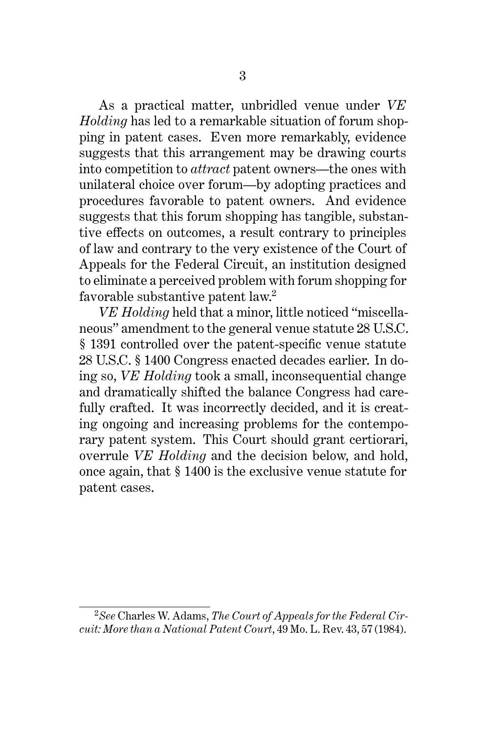As a practical matter, unbridled venue under *VE Holding* has led to a remarkable situation of forum shopping in patent cases. Even more remarkably, evidence suggests that this arrangement may be drawing courts into competition to *attract* patent owners—the ones with unilateral choice over forum—by adopting practices and procedures favorable to patent owners. And evidence suggests that this forum shopping has tangible, substantive effects on outcomes, a result contrary to principles of law and contrary to the very existence of the Court of Appeals for the Federal Circuit, an institution designed to eliminate a perceived problem with forum shopping for favorable substantive patent law.[2]

*VE Holding* held that a minor, little noticed "miscellaneous" amendment to the general venue statute 28 U.S.C. § 1391 controlled over the patent-specific venue statute 28 U.S.C. § 1400 Congress enacted decades earlier. In doing so, *VE Holding* took a small, inconsequential change and dramatically shifted the balance Congress had carefully crafted. It was incorrectly decided, and it is creating ongoing and increasing problems for the contemporary patent system. This Court should grant certiorari, overrule *VE Holding* and the decision below, and hold, once again, that § 1400 is the exclusive venue statute for patent cases.

---

[2] *See* Charles W. Adams, *The Court of Appeals for the Federal Circuit: More than a National Patent Court*, 49 Mo. L. Rev. 43, 57 (1984).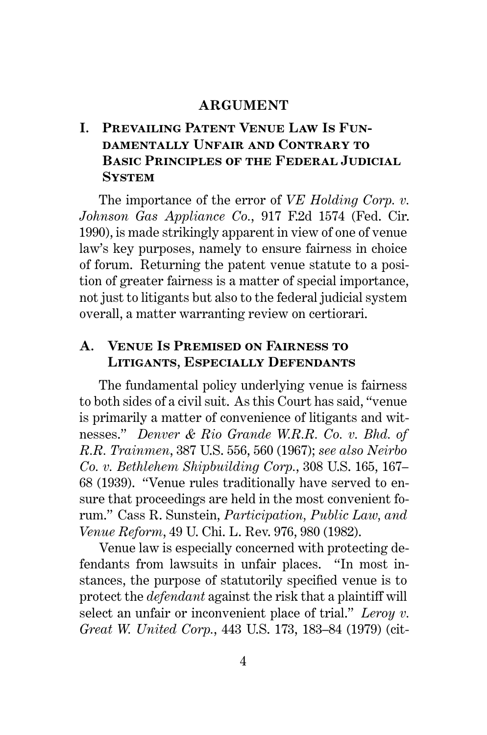# ARGUMENT

## I. Prevailing Patent Venue Law Is Fundamentally Unfair and Contrary to Basic Principles of the Federal Judicial System

The importance of the error of *VE Holding Corp. v. Johnson Gas Appliance Co.*, 917 F.2d 1574 (Fed. Cir. 1990), is made strikingly apparent in view of one of venue law's key purposes, namely to ensure fairness in choice of forum. Returning the patent venue statute to a position of greater fairness is a matter of special importance, not just to litigants but also to the federal judicial system overall, a matter warranting review on certiorari.

### A. Venue Is Premised on Fairness to Litigants, Especially Defendants

The fundamental policy underlying venue is fairness to both sides of a civil suit. As this Court has said, "venue is primarily a matter of convenience of litigants and witnesses." *Denver & Rio Grande W.R.R. Co. v. Bhd. of R.R. Trainmen*, 387 U.S. 556, 560 (1967); *see also Neirbo Co. v. Bethlehem Shipbuilding Corp.*, 308 U.S. 165, 167–68 (1939). "Venue rules traditionally have served to ensure that proceedings are held in the most convenient forum." Cass R. Sunstein, *Participation, Public Law, and Venue Reform*, 49 U. Chi. L. Rev. 976, 980 (1982).

Venue law is especially concerned with protecting defendants from lawsuits in unfair places. "In most instances, the purpose of statutorily specified venue is to protect the *defendant* against the risk that a plaintiff will select an unfair or inconvenient place of trial." *Leroy v. Great W. United Corp.*, 443 U.S. 173, 183–84 (1979) (cit-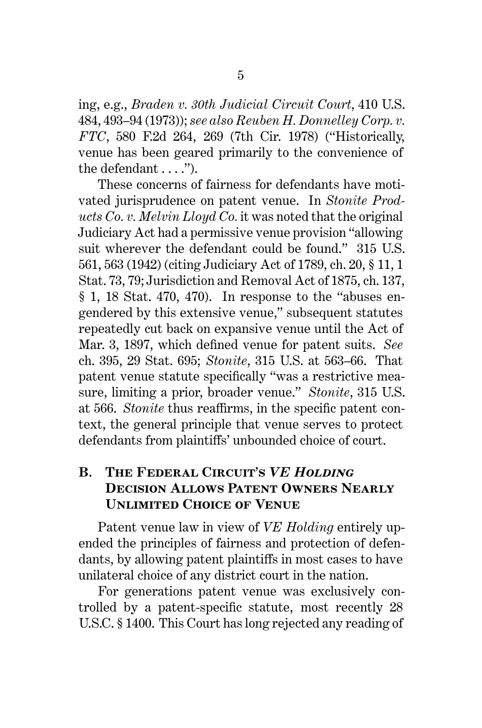ing, e.g., *Braden v. 30th Judicial Circuit Court*, 410 U.S. 484, 493–94 (1973)); *see also Reuben H. Donnelley Corp. v. FTC*, 580 F.2d 264, 269 (7th Cir. 1978) ("Historically, venue has been geared primarily to the convenience of the defendant . . . .").

These concerns of fairness for defendants have motivated jurisprudence on patent venue. In *Stonite Products Co. v. Melvin Lloyd Co.* it was noted that the original Judiciary Act had a permissive venue provision "allowing suit wherever the defendant could be found." 315 U.S. 561, 563 (1942) (citing Judiciary Act of 1789, ch. 20, § 11, 1 Stat. 73, 79; Jurisdiction and Removal Act of 1875, ch. 137, § 1, 18 Stat. 470, 470). In response to the "abuses engendered by this extensive venue," subsequent statutes repeatedly cut back on expansive venue until the Act of Mar. 3, 1897, which defined venue for patent suits. *See* ch. 395, 29 Stat. 695; *Stonite*, 315 U.S. at 563–66. That patent venue statute specifically "was a restrictive measure, limiting a prior, broader venue." *Stonite*, 315 U.S. at 566. *Stonite* thus reaffirms, in the specific patent context, the general principle that venue serves to protect defendants from plaintiffs' unbounded choice of court.

### B. The Federal Circuit's *VE Holding* Decision Allows Patent Owners Nearly Unlimited Choice of Venue

Patent venue law in view of *VE Holding* entirely upended the principles of fairness and protection of defendants, by allowing patent plaintiffs in most cases to have unilateral choice of any district court in the nation.

For generations patent venue was exclusively controlled by a patent-specific statute, most recently 28 U.S.C. § 1400. This Court has long rejected any reading of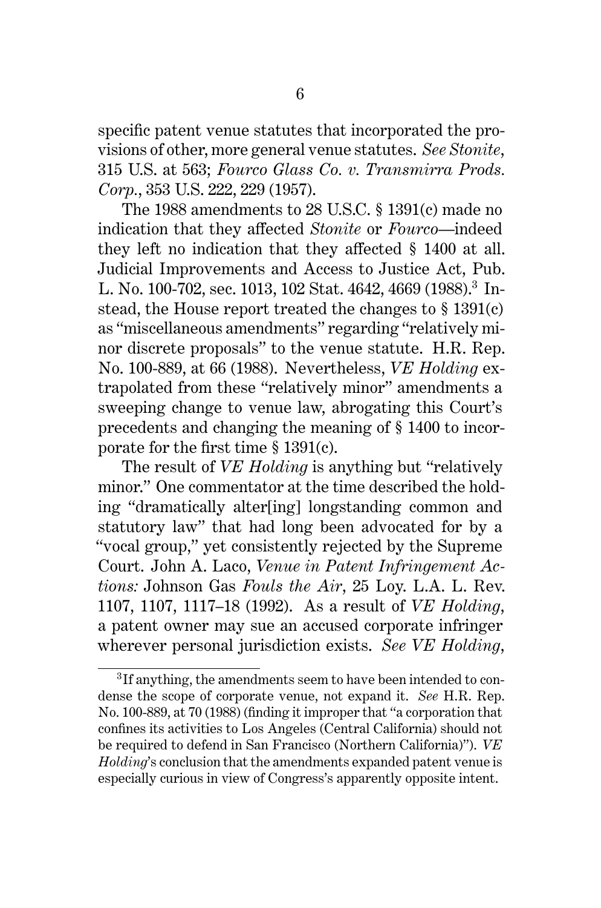specific patent venue statutes that incorporated the provisions of other, more general venue statutes. *See Stonite*, 315 U.S. at 563; *Fourco Glass Co. v. Transmirra Prods. Corp.*, 353 U.S. 222, 229 (1957).

The 1988 amendments to 28 U.S.C. § 1391(c) made no indication that they affected *Stonite* or *Fourco*—indeed they left no indication that they affected § 1400 at all. Judicial Improvements and Access to Justice Act, Pub. L. No. 100-702, sec. 1013, 102 Stat. 4642, 4669 (1988).[3] Instead, the House report treated the changes to § 1391(c) as "miscellaneous amendments" regarding "relatively minor discrete proposals" to the venue statute. H.R. Rep. No. 100-889, at 66 (1988). Nevertheless, *VE Holding* extrapolated from these "relatively minor" amendments a sweeping change to venue law, abrogating this Court's precedents and changing the meaning of § 1400 to incorporate for the first time § 1391(c).

The result of *VE Holding* is anything but "relatively minor." One commentator at the time described the holding "dramatically alter[ing] longstanding common and statutory law" that had long been advocated for by a "vocal group," yet consistently rejected by the Supreme Court. John A. Laco, *Venue in Patent Infringement Actions:* Johnson Gas *Fouls the Air*, 25 Loy. L.A. L. Rev. 1107, 1107, 1117–18 (1992). As a result of *VE Holding*, a patent owner may sue an accused corporate infringer wherever personal jurisdiction exists. *See VE Holding*,

[3] If anything, the amendments seem to have been intended to condense the scope of corporate venue, not expand it. *See* H.R. Rep. No. 100-889, at 70 (1988) (finding it improper that "a corporation that confines its activities to Los Angeles (Central California) should not be required to defend in San Francisco (Northern California)"). *VE Holding*'s conclusion that the amendments expanded patent venue is especially curious in view of Congress's apparently opposite intent.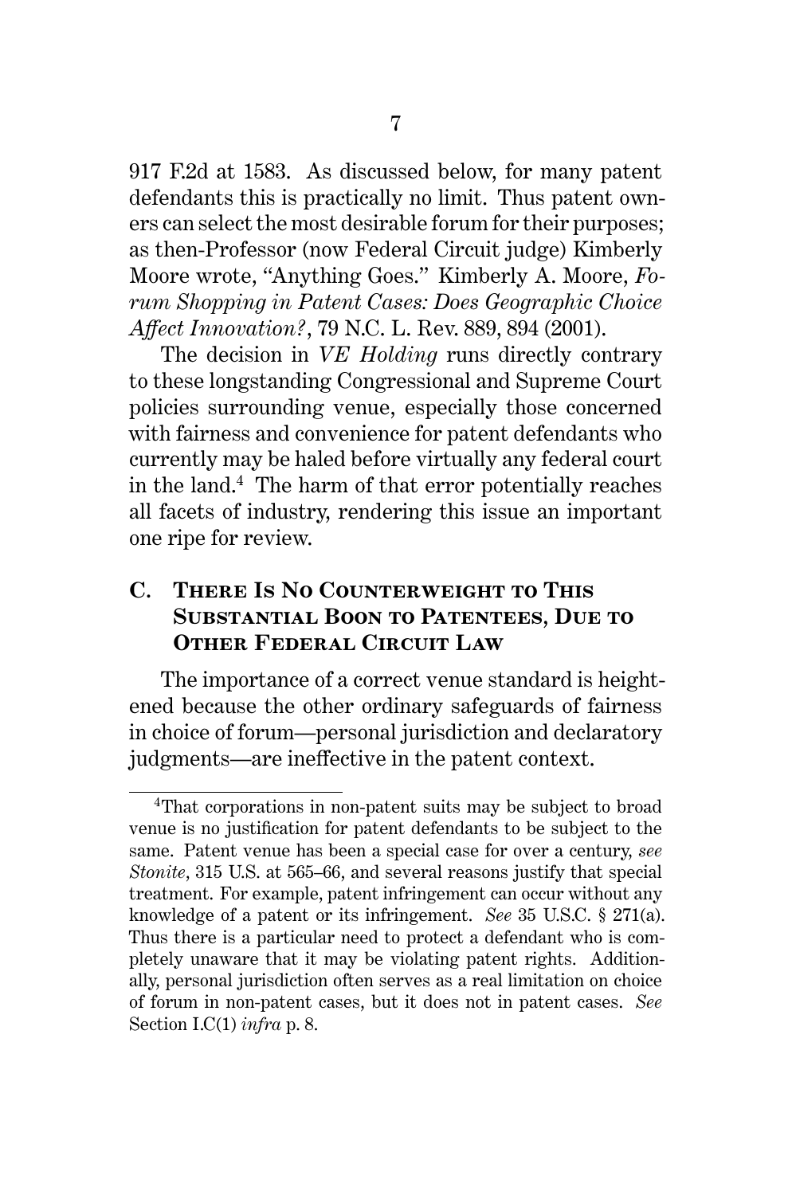917 F.2d at 1583. As discussed below, for many patent defendants this is practically no limit. Thus patent owners can select the most desirable forum for their purposes; as then-Professor (now Federal Circuit judge) Kimberly Moore wrote, "Anything Goes." Kimberly A. Moore, *Forum Shopping in Patent Cases: Does Geographic Choice Affect Innovation?*, 79 N.C. L. Rev. 889, 894 (2001).

The decision in *VE Holding* runs directly contrary to these longstanding Congressional and Supreme Court policies surrounding venue, especially those concerned with fairness and convenience for patent defendants who currently may be haled before virtually any federal court in the land.[4] The harm of that error potentially reaches all facets of industry, rendering this issue an important one ripe for review.

### C. There Is No Counterweight to This Substantial Boon to Patentees, Due to Other Federal Circuit Law

The importance of a correct venue standard is heightened because the other ordinary safeguards of fairness in choice of forum—personal jurisdiction and declaratory judgments—are ineffective in the patent context.

---

[4]That corporations in non-patent suits may be subject to broad venue is no justification for patent defendants to be subject to the same. Patent venue has been a special case for over a century, *see Stonite*, 315 U.S. at 565–66, and several reasons justify that special treatment. For example, patent infringement can occur without any knowledge of a patent or its infringement. *See* 35 U.S.C. § 271(a). Thus there is a particular need to protect a defendant who is completely unaware that it may be violating patent rights. Additionally, personal jurisdiction often serves as a real limitation on choice of forum in non-patent cases, but it does not in patent cases. *See* Section I.C(1) *infra* p. 8.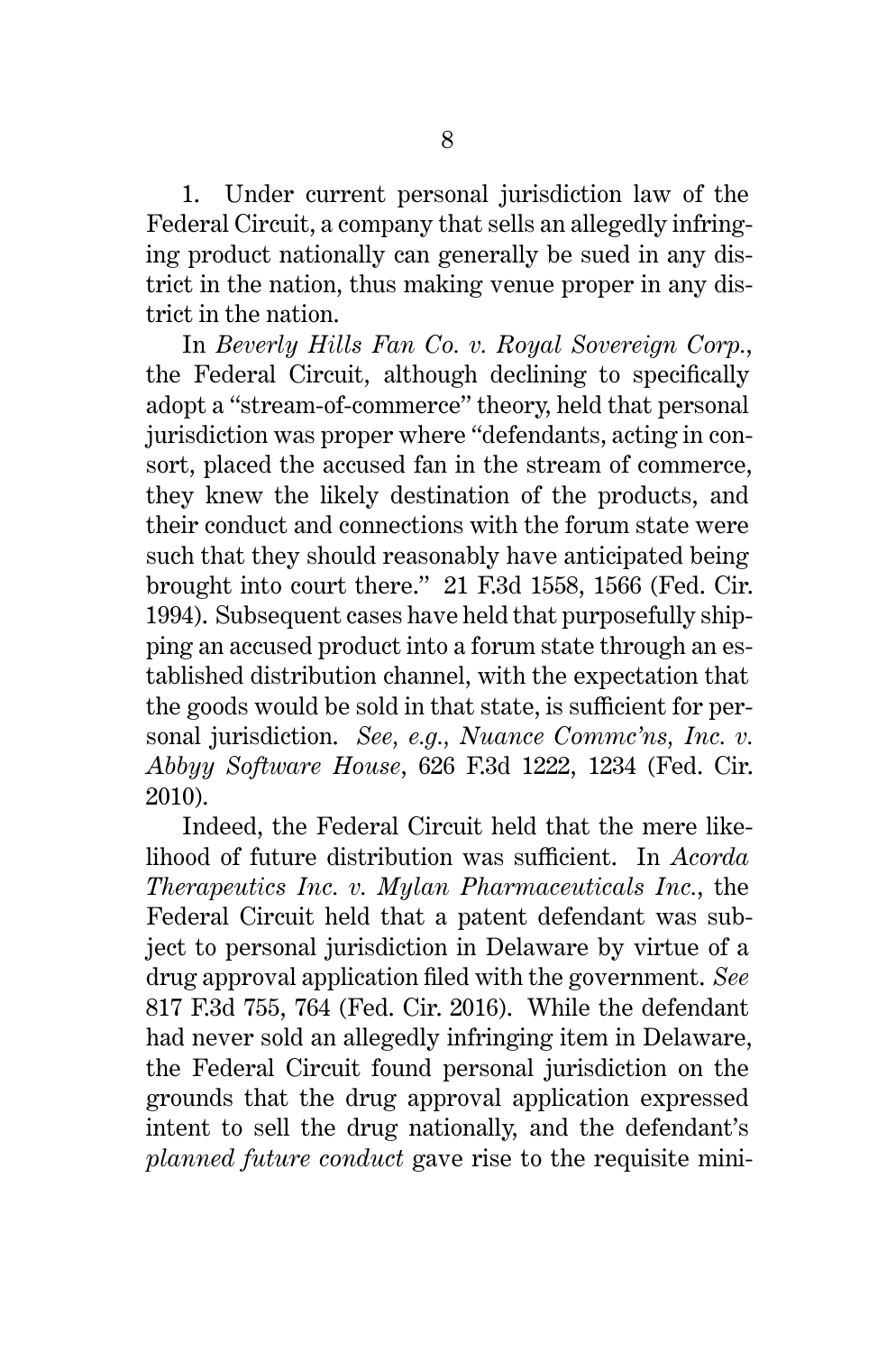1. Under current personal jurisdiction law of the Federal Circuit, a company that sells an allegedly infringing product nationally can generally be sued in any district in the nation, thus making venue proper in any district in the nation.

In *Beverly Hills Fan Co. v. Royal Sovereign Corp.*, the Federal Circuit, although declining to specifically adopt a "stream-of-commerce" theory, held that personal jurisdiction was proper where "defendants, acting in consort, placed the accused fan in the stream of commerce, they knew the likely destination of the products, and their conduct and connections with the forum state were such that they should reasonably have anticipated being brought into court there." 21 F.3d 1558, 1566 (Fed. Cir. 1994). Subsequent cases have held that purposefully shipping an accused product into a forum state through an established distribution channel, with the expectation that the goods would be sold in that state, is sufficient for personal jurisdiction. *See, e.g.*, *Nuance Commc'ns, Inc. v. Abbyy Software House*, 626 F.3d 1222, 1234 (Fed. Cir. 2010).

Indeed, the Federal Circuit held that the mere likelihood of future distribution was sufficient. In *Acorda Therapeutics Inc. v. Mylan Pharmaceuticals Inc.*, the Federal Circuit held that a patent defendant was subject to personal jurisdiction in Delaware by virtue of a drug approval application filed with the government. *See* 817 F.3d 755, 764 (Fed. Cir. 2016). While the defendant had never sold an allegedly infringing item in Delaware, the Federal Circuit found personal jurisdiction on the grounds that the drug approval application expressed intent to sell the drug nationally, and the defendant's *planned future conduct* gave rise to the requisite mini-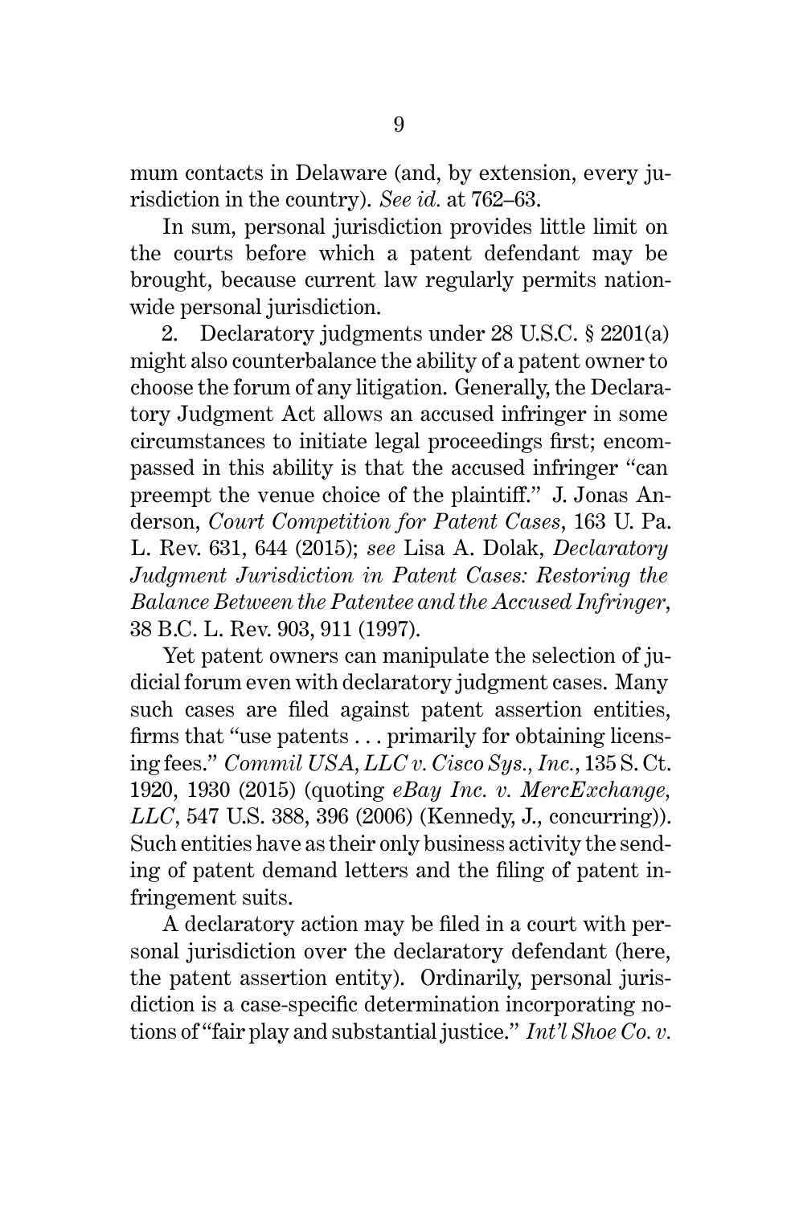mum contacts in Delaware (and, by extension, every jurisdiction in the country). *See id.* at 762–63.

In sum, personal jurisdiction provides little limit on the courts before which a patent defendant may be brought, because current law regularly permits nationwide personal jurisdiction.

2. Declaratory judgments under 28 U.S.C. § 2201(a) might also counterbalance the ability of a patent owner to choose the forum of any litigation. Generally, the Declaratory Judgment Act allows an accused infringer in some circumstances to initiate legal proceedings first; encompassed in this ability is that the accused infringer "can preempt the venue choice of the plaintiff." J. Jonas Anderson, *Court Competition for Patent Cases*, 163 U. Pa. L. Rev. 631, 644 (2015); *see* Lisa A. Dolak, *Declaratory Judgment Jurisdiction in Patent Cases: Restoring the Balance Between the Patentee and the Accused Infringer*, 38 B.C. L. Rev. 903, 911 (1997).

Yet patent owners can manipulate the selection of judicial forum even with declaratory judgment cases. Many such cases are filed against patent assertion entities, firms that "use patents . . . primarily for obtaining licensing fees." *Commil USA, LLC v. Cisco Sys., Inc.*, 135 S. Ct. 1920, 1930 (2015) (quoting *eBay Inc. v. MercExchange, LLC*, 547 U.S. 388, 396 (2006) (Kennedy, J., concurring)). Such entities have as their only business activity the sending of patent demand letters and the filing of patent infringement suits.

A declaratory action may be filed in a court with personal jurisdiction over the declaratory defendant (here, the patent assertion entity). Ordinarily, personal jurisdiction is a case-specific determination incorporating notions of "fair play and substantial justice." *Int'l Shoe Co. v.*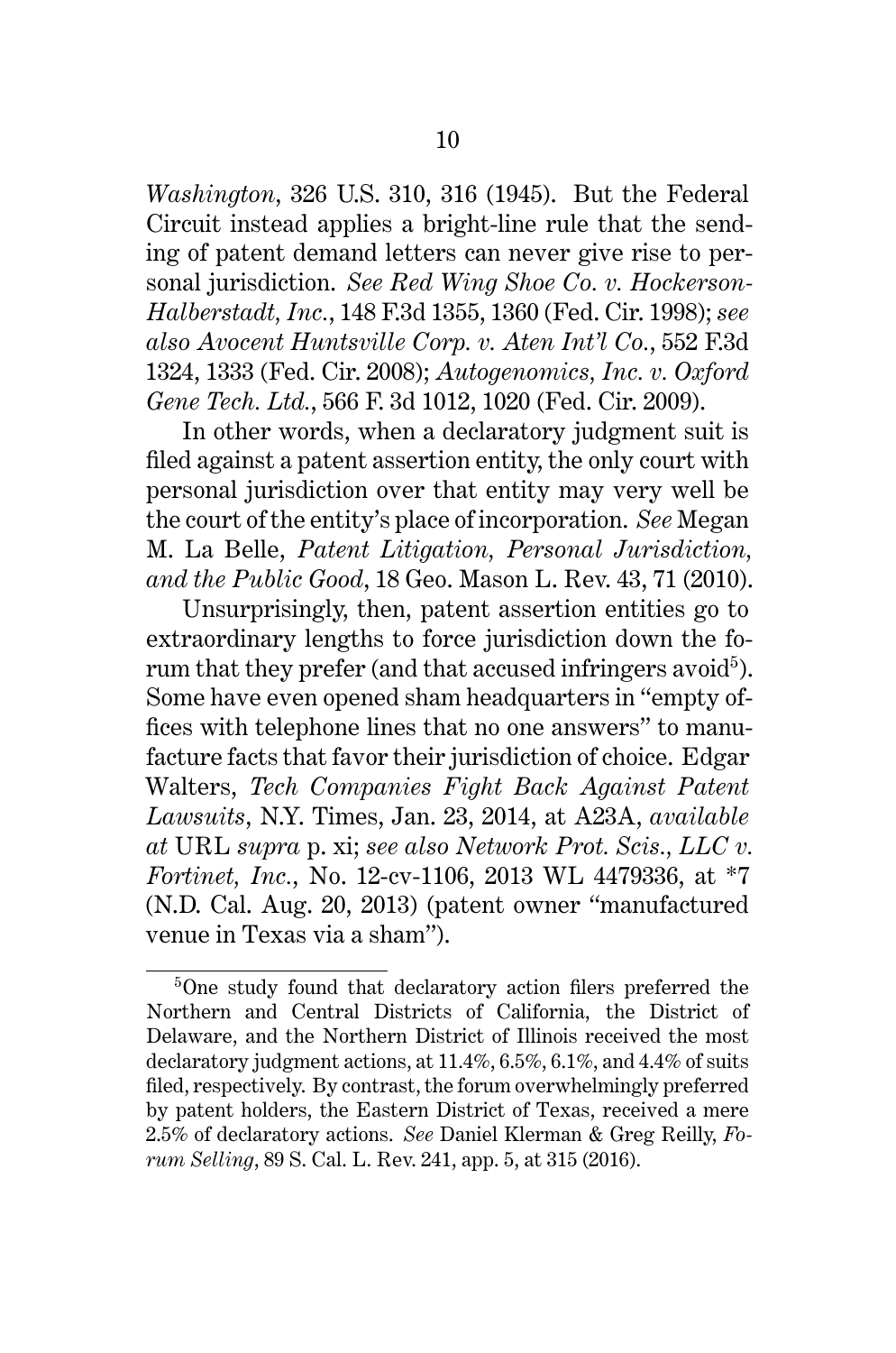*Washington*, 326 U.S. 310, 316 (1945). But the Federal Circuit instead applies a bright-line rule that the sending of patent demand letters can never give rise to personal jurisdiction. *See Red Wing Shoe Co. v. Hockerson-Halberstadt, Inc.*, 148 F.3d 1355, 1360 (Fed. Cir. 1998); *see also Avocent Huntsville Corp. v. Aten Int'l Co.*, 552 F.3d 1324, 1333 (Fed. Cir. 2008); *Autogenomics, Inc. v. Oxford Gene Tech. Ltd.*, 566 F. 3d 1012, 1020 (Fed. Cir. 2009).

In other words, when a declaratory judgment suit is filed against a patent assertion entity, the only court with personal jurisdiction over that entity may very well be the court of the entity's place of incorporation. *See* Megan M. La Belle, *Patent Litigation, Personal Jurisdiction, and the Public Good*, 18 Geo. Mason L. Rev. 43, 71 (2010).

Unsurprisingly, then, patent assertion entities go to extraordinary lengths to force jurisdiction down the forum that they prefer (and that accused infringers avoid[5]). Some have even opened sham headquarters in "empty offices with telephone lines that no one answers" to manufacture facts that favor their jurisdiction of choice. Edgar Walters, *Tech Companies Fight Back Against Patent Lawsuits*, N.Y. Times, Jan. 23, 2014, at A23A, *available at* URL *supra* p. xi; *see also Network Prot. Scis., LLC v. Fortinet, Inc.*, No. 12-cv-1106, 2013 WL 4479336, at *7 (N.D. Cal. Aug. 20, 2013) (patent owner "manufactured venue in Texas via a sham").

---

[5]One study found that declaratory action filers preferred the Northern and Central Districts of California, the District of Delaware, and the Northern District of Illinois received the most declaratory judgment actions, at 11.4%, 6.5%, 6.1%, and 4.4% of suits filed, respectively. By contrast, the forum overwhelmingly preferred by patent holders, the Eastern District of Texas, received a mere 2.5% of declaratory actions. *See* Daniel Klerman & Greg Reilly, *Forum Selling*, 89 S. Cal. L. Rev. 241, app. 5, at 315 (2016).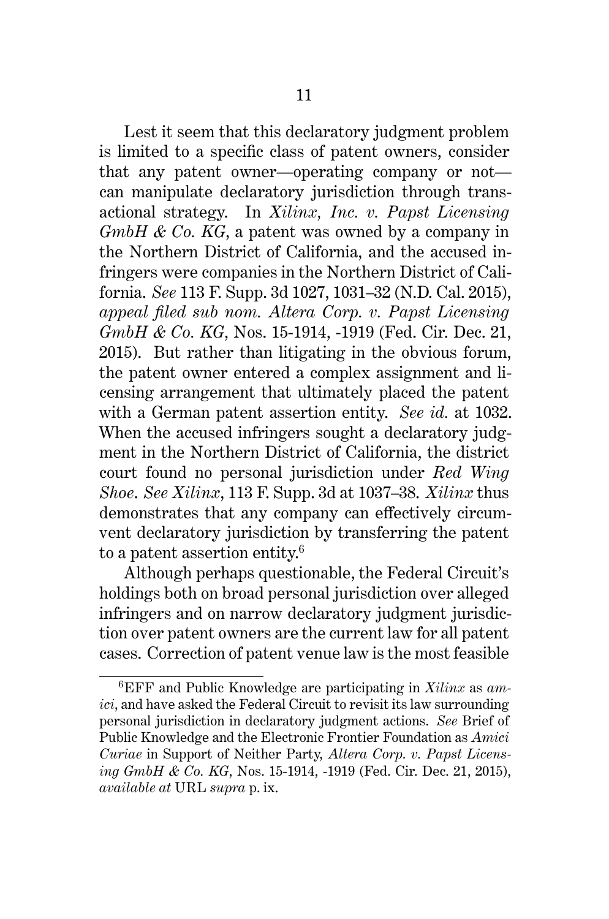Lest it seem that this declaratory judgment problem is limited to a specific class of patent owners, consider that any patent owner—operating company or not—can manipulate declaratory jurisdiction through transactional strategy. In *Xilinx, Inc. v. Papst Licensing GmbH & Co. KG*, a patent was owned by a company in the Northern District of California, and the accused infringers were companies in the Northern District of California. *See* 113 F. Supp. 3d 1027, 1031–32 (N.D. Cal. 2015), *appeal filed sub nom. Altera Corp. v. Papst Licensing GmbH & Co. KG*, Nos. 15-1914, -1919 (Fed. Cir. Dec. 21, 2015). But rather than litigating in the obvious forum, the patent owner entered a complex assignment and licensing arrangement that ultimately placed the patent with a German patent assertion entity. *See id.* at 1032. When the accused infringers sought a declaratory judgment in the Northern District of California, the district court found no personal jurisdiction under *Red Wing Shoe*. *See Xilinx*, 113 F. Supp. 3d at 1037–38. *Xilinx* thus demonstrates that any company can effectively circumvent declaratory jurisdiction by transferring the patent to a patent assertion entity.[6]

Although perhaps questionable, the Federal Circuit's holdings both on broad personal jurisdiction over alleged infringers and on narrow declaratory judgment jurisdiction over patent owners are the current law for all patent cases. Correction of patent venue law is the most feasible

---

[6] EFF and Public Knowledge are participating in *Xilinx* as *amici*, and have asked the Federal Circuit to revisit its law surrounding personal jurisdiction in declaratory judgment actions. *See* Brief of Public Knowledge and the Electronic Frontier Foundation as *Amici Curiae* in Support of Neither Party, *Altera Corp. v. Papst Licensing GmbH & Co. KG*, Nos. 15-1914, -1919 (Fed. Cir. Dec. 21, 2015), *available at* URL *supra* p. ix.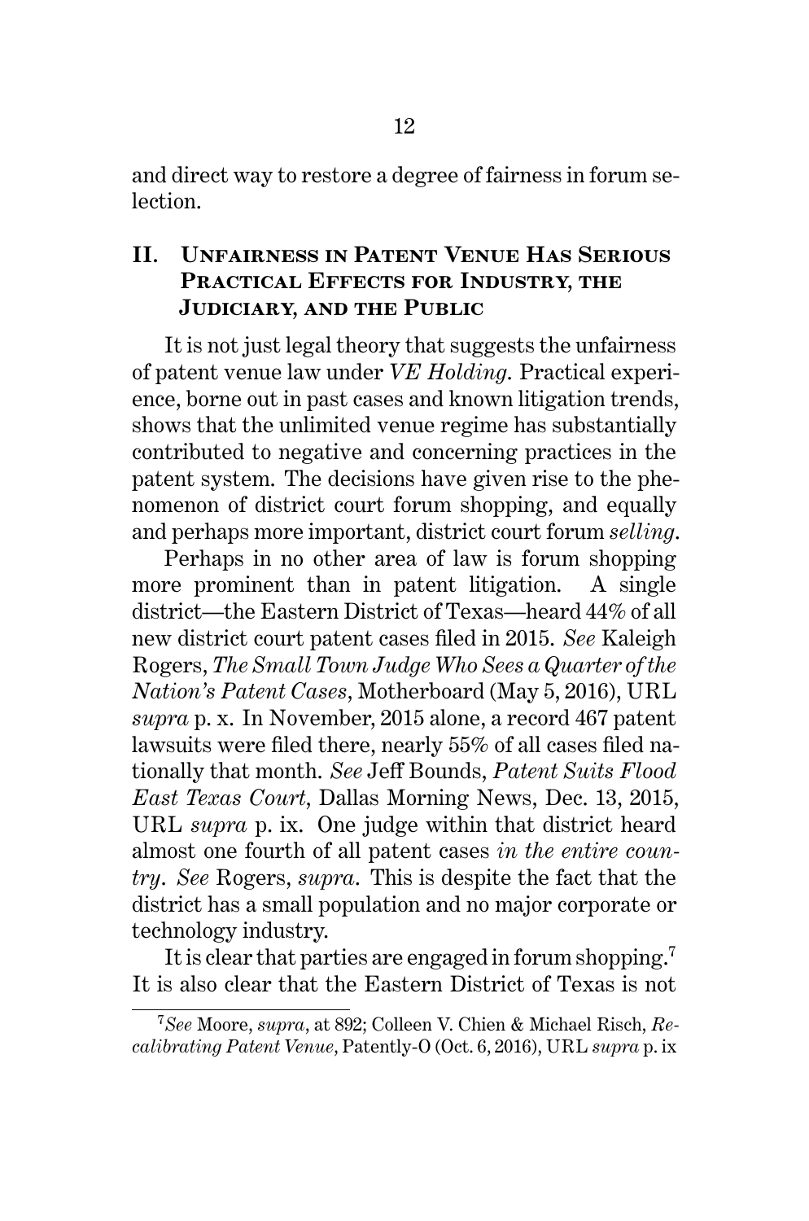and direct way to restore a degree of fairness in forum selection.

## II. Unfairness in Patent Venue Has Serious Practical Effects for Industry, the Judiciary, and the Public

It is not just legal theory that suggests the unfairness of patent venue law under *VE Holding*. Practical experience, borne out in past cases and known litigation trends, shows that the unlimited venue regime has substantially contributed to negative and concerning practices in the patent system. The decisions have given rise to the phenomenon of district court forum shopping, and equally and perhaps more important, district court forum *selling*.

Perhaps in no other area of law is forum shopping more prominent than in patent litigation. A single district—the Eastern District of Texas—heard 44% of all new district court patent cases filed in 2015. *See* Kaleigh Rogers, *The Small Town Judge Who Sees a Quarter of the Nation's Patent Cases*, Motherboard (May 5, 2016), URL *supra* p. x. In November, 2015 alone, a record 467 patent lawsuits were filed there, nearly 55% of all cases filed nationally that month. *See* Jeff Bounds, *Patent Suits Flood East Texas Court*, Dallas Morning News, Dec. 13, 2015, URL *supra* p. ix. One judge within that district heard almost one fourth of all patent cases *in the entire country*. *See* Rogers, *supra*. This is despite the fact that the district has a small population and no major corporate or technology industry.

It is clear that parties are engaged in forum shopping.[7] It is also clear that the Eastern District of Texas is not

[7] *See* Moore, *supra*, at 892; Colleen V. Chien & Michael Risch, *Recalibrating Patent Venue*, Patently-O (Oct. 6, 2016), URL *supra* p. ix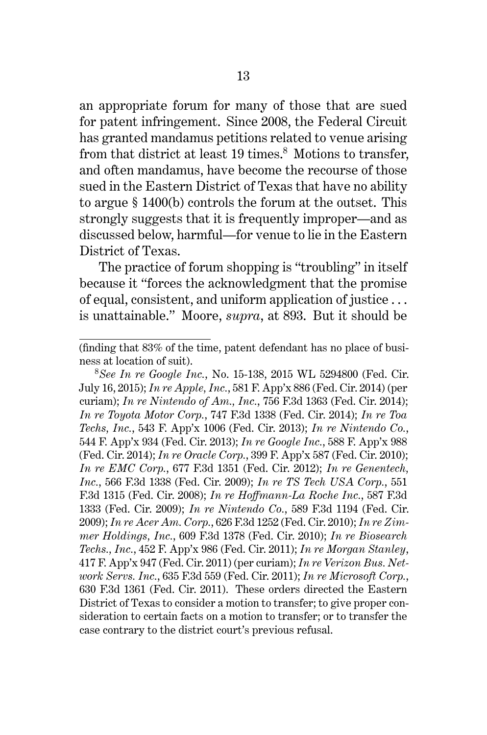an appropriate forum for many of those that are sued for patent infringement. Since 2008, the Federal Circuit has granted mandamus petitions related to venue arising from that district at least 19 times.[8] Motions to transfer, and often mandamus, have become the recourse of those sued in the Eastern District of Texas that have no ability to argue § 1400(b) controls the forum at the outset. This strongly suggests that it is frequently improper—and as discussed below, harmful—for venue to lie in the Eastern District of Texas.

The practice of forum shopping is "troubling" in itself because it "forces the acknowledgment that the promise of equal, consistent, and uniform application of justice . . . is unattainable." Moore, *supra*, at 893. But it should be

---

(finding that 83% of the time, patent defendant has no place of business at location of suit).

[8] *See In re Google Inc.*, No. 15-138, 2015 WL 5294800 (Fed. Cir. July 16, 2015); *In re Apple, Inc.*, 581 F. App'x 886 (Fed. Cir. 2014) (per curiam); *In re Nintendo of Am., Inc.*, 756 F.3d 1363 (Fed. Cir. 2014); *In re Toyota Motor Corp.*, 747 F.3d 1338 (Fed. Cir. 2014); *In re Toa Techs, Inc.*, 543 F. App'x 1006 (Fed. Cir. 2013); *In re Nintendo Co.*, 544 F. App'x 934 (Fed. Cir. 2013); *In re Google Inc.*, 588 F. App'x 988 (Fed. Cir. 2014); *In re Oracle Corp.*, 399 F. App'x 587 (Fed. Cir. 2010); *In re EMC Corp.*, 677 F.3d 1351 (Fed. Cir. 2012); *In re Genentech, Inc.*, 566 F.3d 1338 (Fed. Cir. 2009); *In re TS Tech USA Corp.*, 551 F.3d 1315 (Fed. Cir. 2008); *In re Hoffmann-La Roche Inc.*, 587 F.3d 1333 (Fed. Cir. 2009); *In re Nintendo Co.*, 589 F.3d 1194 (Fed. Cir. 2009); *In re Acer Am. Corp.*, 626 F.3d 1252 (Fed. Cir. 2010); *In re Zimmer Holdings, Inc.*, 609 F.3d 1378 (Fed. Cir. 2010); *In re Biosearch Techs., Inc.*, 452 F. App'x 986 (Fed. Cir. 2011); *In re Morgan Stanley*, 417 F. App'x 947 (Fed. Cir. 2011) (per curiam); *In re Verizon Bus. Network Servs. Inc.*, 635 F.3d 559 (Fed. Cir. 2011); *In re Microsoft Corp.*, 630 F.3d 1361 (Fed. Cir. 2011). These orders directed the Eastern District of Texas to consider a motion to transfer; to give proper consideration to certain facts on a motion to transfer; or to transfer the case contrary to the district court's previous refusal.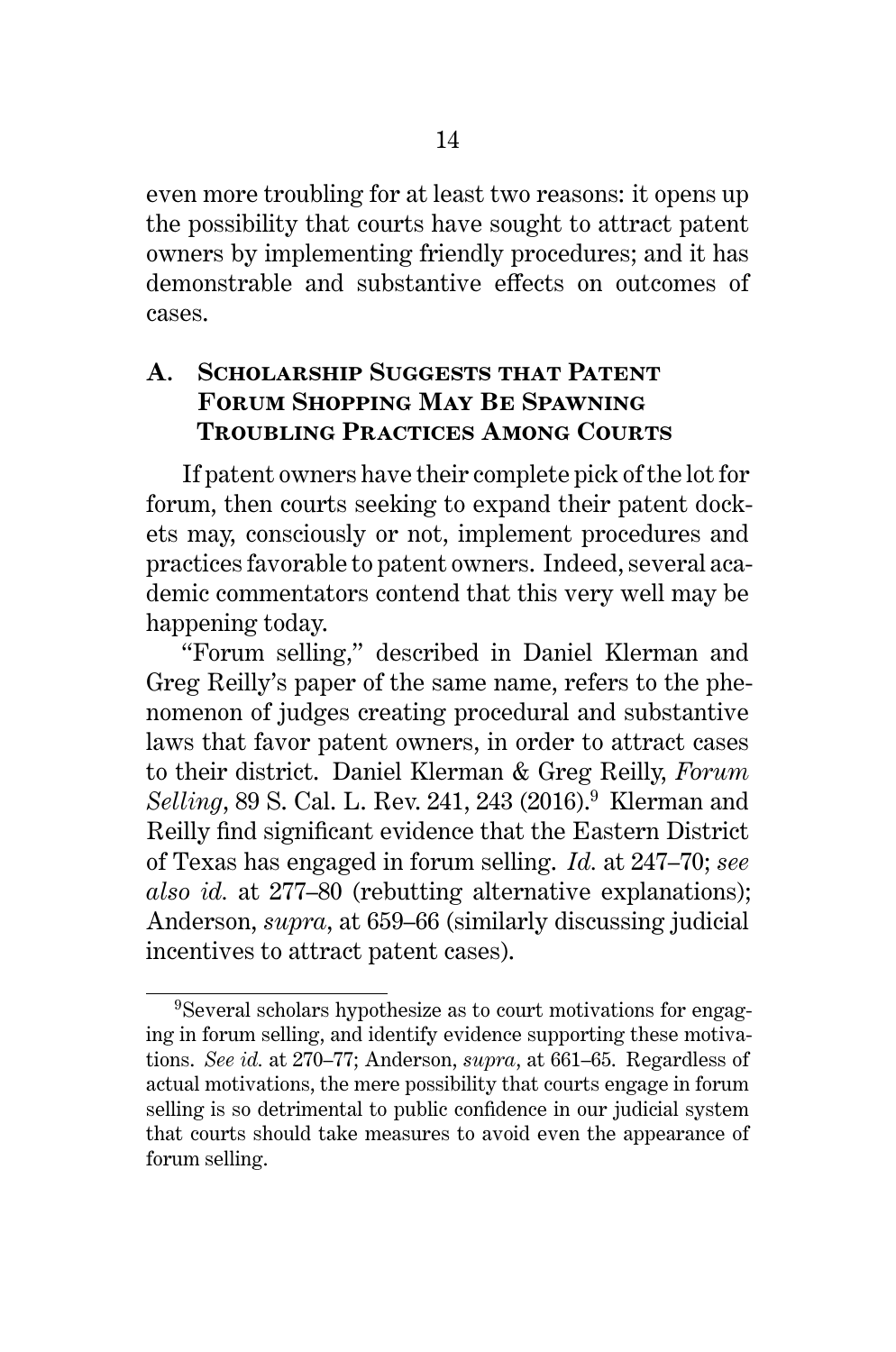even more troubling for at least two reasons: it opens up the possibility that courts have sought to attract patent owners by implementing friendly procedures; and it has demonstrable and substantive effects on outcomes of cases.

## A. Scholarship Suggests that Patent Forum Shopping May Be Spawning Troubling Practices Among Courts

If patent owners have their complete pick of the lot for forum, then courts seeking to expand their patent dockets may, consciously or not, implement procedures and practices favorable to patent owners. Indeed, several academic commentators contend that this very well may be happening today.

"Forum selling," described in Daniel Klerman and Greg Reilly's paper of the same name, refers to the phenomenon of judges creating procedural and substantive laws that favor patent owners, in order to attract cases to their district. Daniel Klerman & Greg Reilly, *Forum Selling*, 89 S. Cal. L. Rev. 241, 243 (2016).[9] Klerman and Reilly find significant evidence that the Eastern District of Texas has engaged in forum selling. *Id.* at 247–70; *see also id.* at 277–80 (rebutting alternative explanations); Anderson, *supra*, at 659–66 (similarly discussing judicial incentives to attract patent cases).

---

[9]Several scholars hypothesize as to court motivations for engaging in forum selling, and identify evidence supporting these motivations. *See id.* at 270–77; Anderson, *supra*, at 661–65. Regardless of actual motivations, the mere possibility that courts engage in forum selling is so detrimental to public confidence in our judicial system that courts should take measures to avoid even the appearance of forum selling.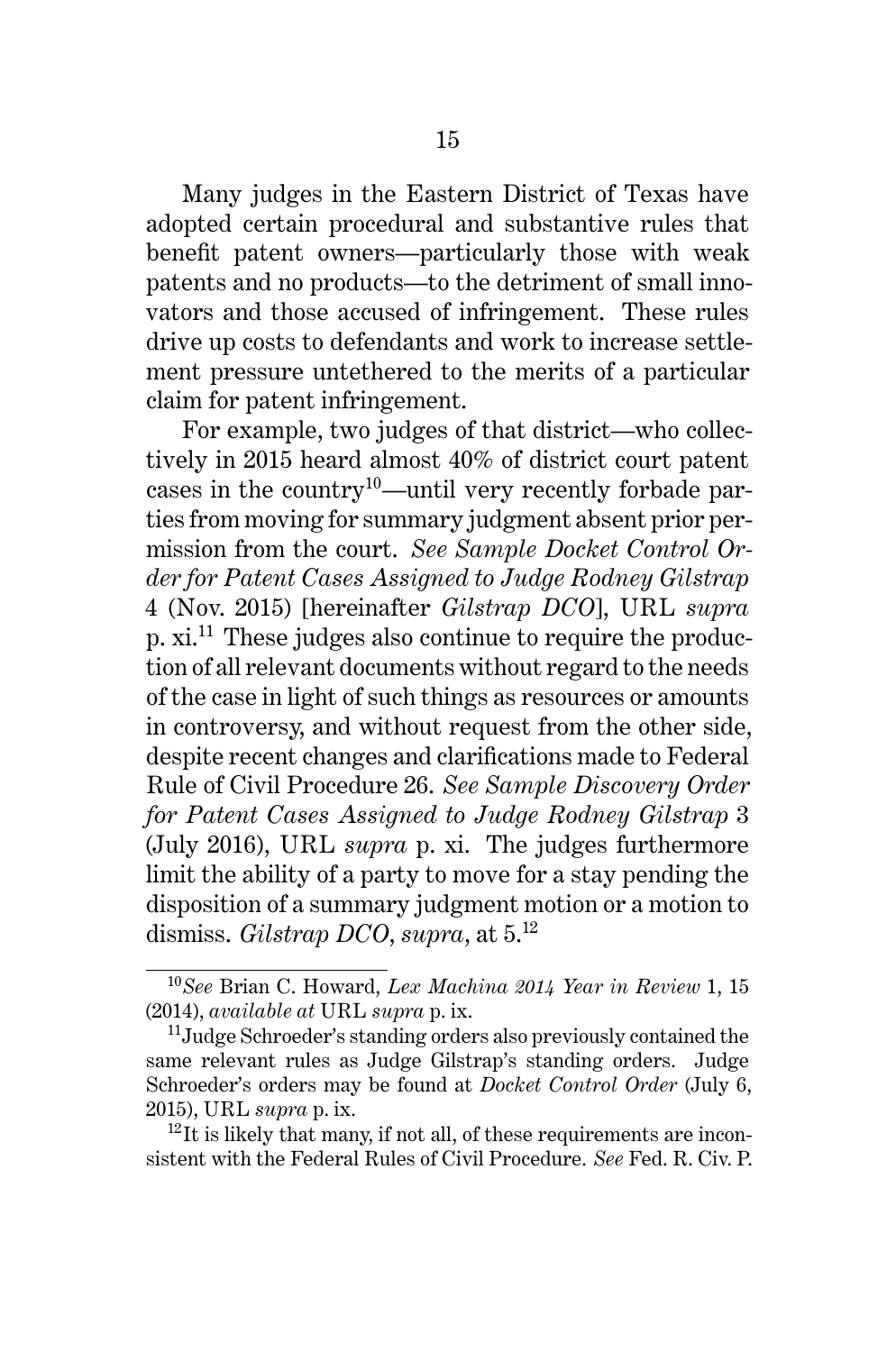Many judges in the Eastern District of Texas have adopted certain procedural and substantive rules that benefit patent owners—particularly those with weak patents and no products—to the detriment of small innovators and those accused of infringement. These rules drive up costs to defendants and work to increase settlement pressure untethered to the merits of a particular claim for patent infringement.

For example, two judges of that district—who collectively in 2015 heard almost 40% of district court patent cases in the country[10]—until very recently forbade parties from moving for summary judgment absent prior permission from the court. *See Sample Docket Control Order for Patent Cases Assigned to Judge Rodney Gilstrap* 4 (Nov. 2015) [hereinafter *Gilstrap DCO*], URL *supra* p. xi.[11] These judges also continue to require the production of all relevant documents without regard to the needs of the case in light of such things as resources or amounts in controversy, and without request from the other side, despite recent changes and clarifications made to Federal Rule of Civil Procedure 26. *See Sample Discovery Order for Patent Cases Assigned to Judge Rodney Gilstrap* 3 (July 2016), URL *supra* p. xi. The judges furthermore limit the ability of a party to move for a stay pending the disposition of a summary judgment motion or a motion to dismiss. *Gilstrap DCO*, *supra*, at 5.[12]

---

[10] *See* Brian C. Howard, *Lex Machina 2014 Year in Review* 1, 15 (2014), *available at* URL *supra* p. ix.

[11] Judge Schroeder's standing orders also previously contained the same relevant rules as Judge Gilstrap's standing orders. Judge Schroeder's orders may be found at *Docket Control Order* (July 6, 2015), URL *supra* p. ix.

[12] It is likely that many, if not all, of these requirements are inconsistent with the Federal Rules of Civil Procedure. *See* Fed. R. Civ. P.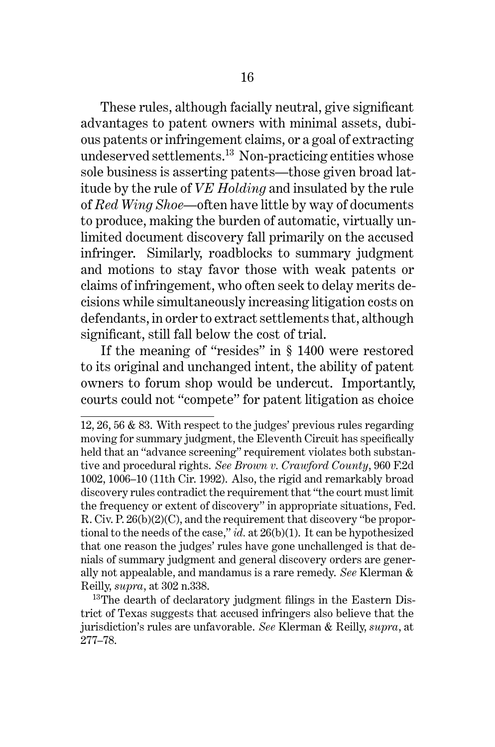These rules, although facially neutral, give significant advantages to patent owners with minimal assets, dubious patents or infringement claims, or a goal of extracting undeserved settlements.[13] Non-practicing entities whose sole business is asserting patents—those given broad latitude by the rule of *VE Holding* and insulated by the rule of *Red Wing Shoe*—often have little by way of documents to produce, making the burden of automatic, virtually unlimited document discovery fall primarily on the accused infringer. Similarly, roadblocks to summary judgment and motions to stay favor those with weak patents or claims of infringement, who often seek to delay merits decisions while simultaneously increasing litigation costs on defendants, in order to extract settlements that, although significant, still fall below the cost of trial.

If the meaning of "resides" in § 1400 were restored to its original and unchanged intent, the ability of patent owners to forum shop would be undercut. Importantly, courts could not "compete" for patent litigation as choice

---

12, 26, 56 & 83. With respect to the judges' previous rules regarding moving for summary judgment, the Eleventh Circuit has specifically held that an "advance screening" requirement violates both substantive and procedural rights. *See Brown v. Crawford County*, 960 F.2d 1002, 1006–10 (11th Cir. 1992). Also, the rigid and remarkably broad discovery rules contradict the requirement that "the court must limit the frequency or extent of discovery" in appropriate situations, Fed. R. Civ. P. 26(b)(2)(C), and the requirement that discovery "be proportional to the needs of the case," *id.* at 26(b)(1). It can be hypothesized that one reason the judges' rules have gone unchallenged is that denials of summary judgment and general discovery orders are generally not appealable, and mandamus is a rare remedy. *See* Klerman & Reilly, *supra*, at 302 n.338.

[13] The dearth of declaratory judgment filings in the Eastern District of Texas suggests that accused infringers also believe that the jurisdiction's rules are unfavorable. *See* Klerman & Reilly, *supra*, at 277–78.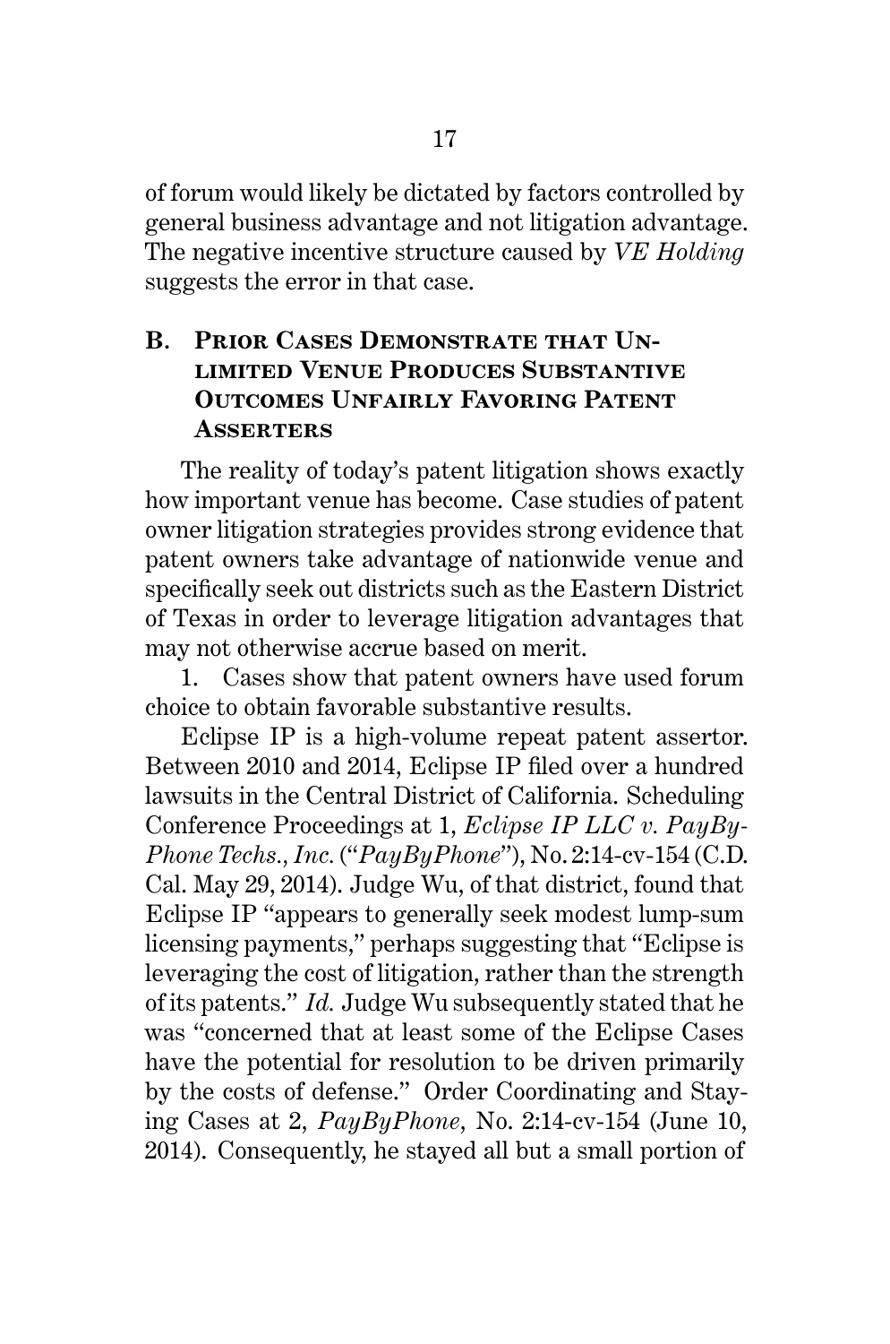of forum would likely be dictated by factors controlled by general business advantage and not litigation advantage. The negative incentive structure caused by *VE Holding* suggests the error in that case.

### B. Prior Cases Demonstrate that Unlimited Venue Produces Substantive Outcomes Unfairly Favoring Patent Asserters

The reality of today's patent litigation shows exactly how important venue has become. Case studies of patent owner litigation strategies provides strong evidence that patent owners take advantage of nationwide venue and specifically seek out districts such as the Eastern District of Texas in order to leverage litigation advantages that may not otherwise accrue based on merit.

1. Cases show that patent owners have used forum choice to obtain favorable substantive results.

Eclipse IP is a high-volume repeat patent assertor. Between 2010 and 2014, Eclipse IP filed over a hundred lawsuits in the Central District of California. Scheduling Conference Proceedings at 1, *Eclipse IP LLC v. PayByPhone Techs., Inc.* ("*PayByPhone*"), No. 2:14-cv-154 (C.D. Cal. May 29, 2014). Judge Wu, of that district, found that Eclipse IP "appears to generally seek modest lump-sum licensing payments," perhaps suggesting that "Eclipse is leveraging the cost of litigation, rather than the strength of its patents." *Id.* Judge Wu subsequently stated that he was "concerned that at least some of the Eclipse Cases have the potential for resolution to be driven primarily by the costs of defense." Order Coordinating and Staying Cases at 2, *PayByPhone*, No. 2:14-cv-154 (June 10, 2014). Consequently, he stayed all but a small portion of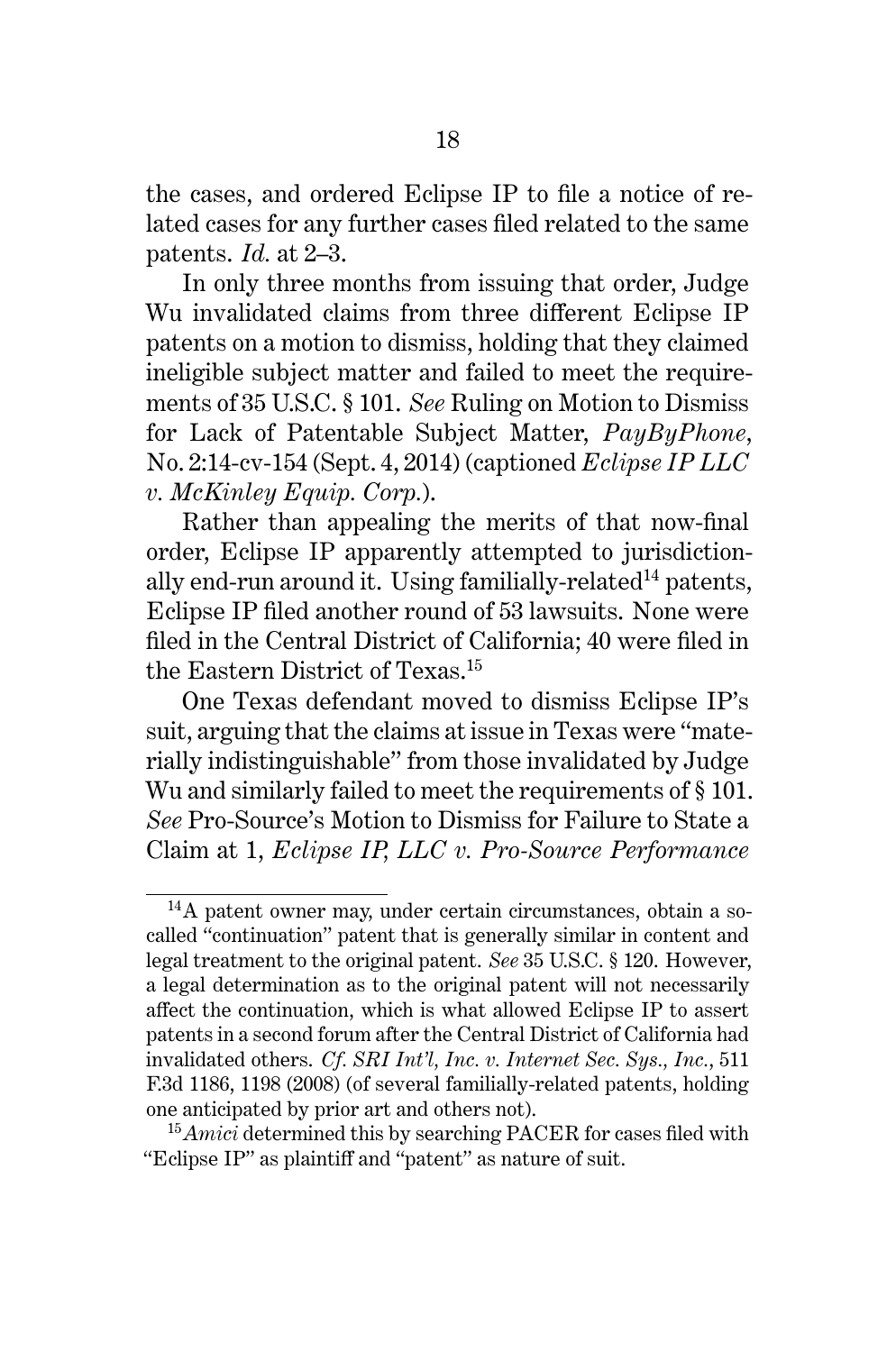the cases, and ordered Eclipse IP to file a notice of related cases for any further cases filed related to the same patents. *Id.* at 2–3.

In only three months from issuing that order, Judge Wu invalidated claims from three different Eclipse IP patents on a motion to dismiss, holding that they claimed ineligible subject matter and failed to meet the requirements of 35 U.S.C. § 101. *See* Ruling on Motion to Dismiss for Lack of Patentable Subject Matter, *PayByPhone*, No. 2:14-cv-154 (Sept. 4, 2014) (captioned *Eclipse IP LLC v. McKinley Equip. Corp.*).

Rather than appealing the merits of that now-final order, Eclipse IP apparently attempted to jurisdictionally end-run around it. Using familially-related[14] patents, Eclipse IP filed another round of 53 lawsuits. None were filed in the Central District of California; 40 were filed in the Eastern District of Texas.[15]

One Texas defendant moved to dismiss Eclipse IP's suit, arguing that the claims at issue in Texas were "materially indistinguishable" from those invalidated by Judge Wu and similarly failed to meet the requirements of § 101. *See* Pro-Source's Motion to Dismiss for Failure to State a Claim at 1, *Eclipse IP, LLC v. Pro-Source Performance*

---

[14] A patent owner may, under certain circumstances, obtain a so-called "continuation" patent that is generally similar in content and legal treatment to the original patent. *See* 35 U.S.C. § 120. However, a legal determination as to the original patent will not necessarily affect the continuation, which is what allowed Eclipse IP to assert patents in a second forum after the Central District of California had invalidated others. *Cf. SRI Int'l, Inc. v. Internet Sec. Sys., Inc.*, 511 F.3d 1186, 1198 (2008) (of several familially-related patents, holding one anticipated by prior art and others not).

[15] *Amici* determined this by searching PACER for cases filed with "Eclipse IP" as plaintiff and "patent" as nature of suit.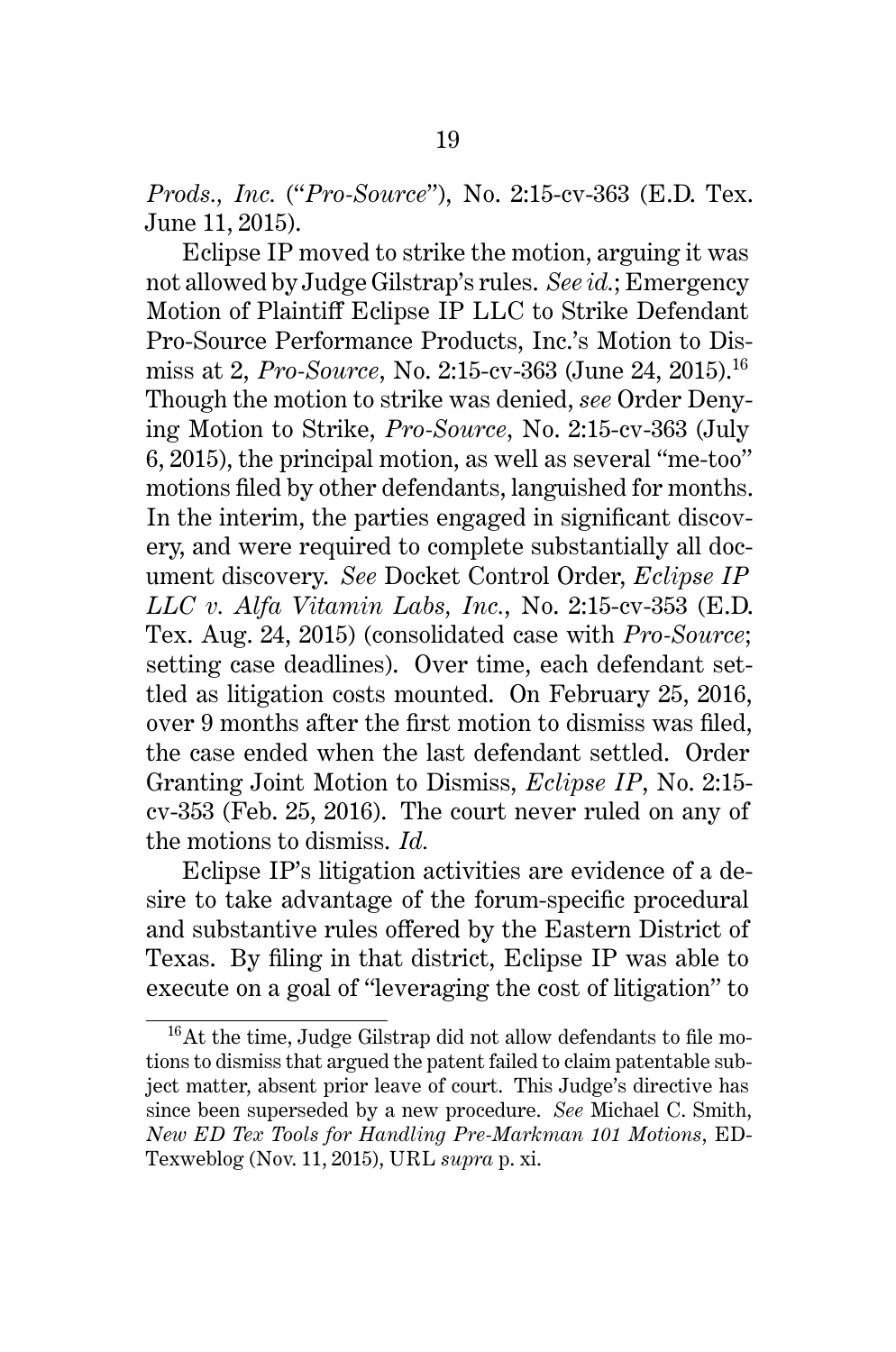*Prods., Inc.* ("*Pro-Source*"), No. 2:15-cv-363 (E.D. Tex. June 11, 2015).

Eclipse IP moved to strike the motion, arguing it was not allowed by Judge Gilstrap's rules. *See id.*; Emergency Motion of Plaintiff Eclipse IP LLC to Strike Defendant Pro-Source Performance Products, Inc.'s Motion to Dismiss at 2, *Pro-Source*, No. 2:15-cv-363 (June 24, 2015).[16] Though the motion to strike was denied, *see* Order Denying Motion to Strike, *Pro-Source*, No. 2:15-cv-363 (July 6, 2015), the principal motion, as well as several "me-too" motions filed by other defendants, languished for months. In the interim, the parties engaged in significant discovery, and were required to complete substantially all document discovery. *See* Docket Control Order, *Eclipse IP LLC v. Alfa Vitamin Labs, Inc.*, No. 2:15-cv-353 (E.D. Tex. Aug. 24, 2015) (consolidated case with *Pro-Source*; setting case deadlines). Over time, each defendant settled as litigation costs mounted. On February 25, 2016, over 9 months after the first motion to dismiss was filed, the case ended when the last defendant settled. Order Granting Joint Motion to Dismiss, *Eclipse IP*, No. 2:15-cv-353 (Feb. 25, 2016). The court never ruled on any of the motions to dismiss. *Id.*

Eclipse IP's litigation activities are evidence of a desire to take advantage of the forum-specific procedural and substantive rules offered by the Eastern District of Texas. By filing in that district, Eclipse IP was able to execute on a goal of "leveraging the cost of litigation" to

[16] At the time, Judge Gilstrap did not allow defendants to file motions to dismiss that argued the patent failed to claim patentable subject matter, absent prior leave of court. This Judge's directive has since been superseded by a new procedure. *See* Michael C. Smith, *New ED Tex Tools for Handling Pre-Markman 101 Motions*, EDTexweblog (Nov. 11, 2015), URL *supra* p. xi.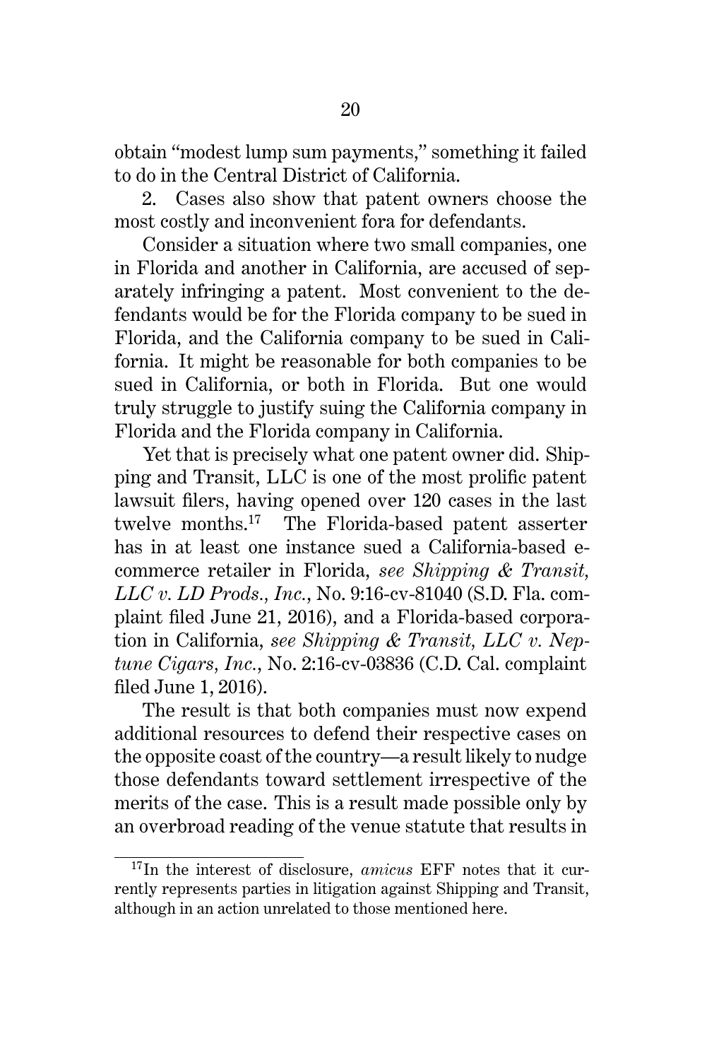obtain "modest lump sum payments," something it failed to do in the Central District of California.

2. Cases also show that patent owners choose the most costly and inconvenient fora for defendants.

Consider a situation where two small companies, one in Florida and another in California, are accused of separately infringing a patent. Most convenient to the defendants would be for the Florida company to be sued in Florida, and the California company to be sued in California. It might be reasonable for both companies to be sued in California, or both in Florida. But one would truly struggle to justify suing the California company in Florida and the Florida company in California.

Yet that is precisely what one patent owner did. Shipping and Transit, LLC is one of the most prolific patent lawsuit filers, having opened over 120 cases in the last twelve months.[17] The Florida-based patent asserter has in at least one instance sued a California-based e-commerce retailer in Florida, *see Shipping & Transit, LLC v. LD Prods., Inc.*, No. 9:16-cv-81040 (S.D. Fla. complaint filed June 21, 2016), and a Florida-based corporation in California, *see Shipping & Transit, LLC v. Neptune Cigars, Inc.*, No. 2:16-cv-03836 (C.D. Cal. complaint filed June 1, 2016).

The result is that both companies must now expend additional resources to defend their respective cases on the opposite coast of the country—a result likely to nudge those defendants toward settlement irrespective of the merits of the case. This is a result made possible only by an overbroad reading of the venue statute that results in

[17] In the interest of disclosure, *amicus* EFF notes that it currently represents parties in litigation against Shipping and Transit, although in an action unrelated to those mentioned here.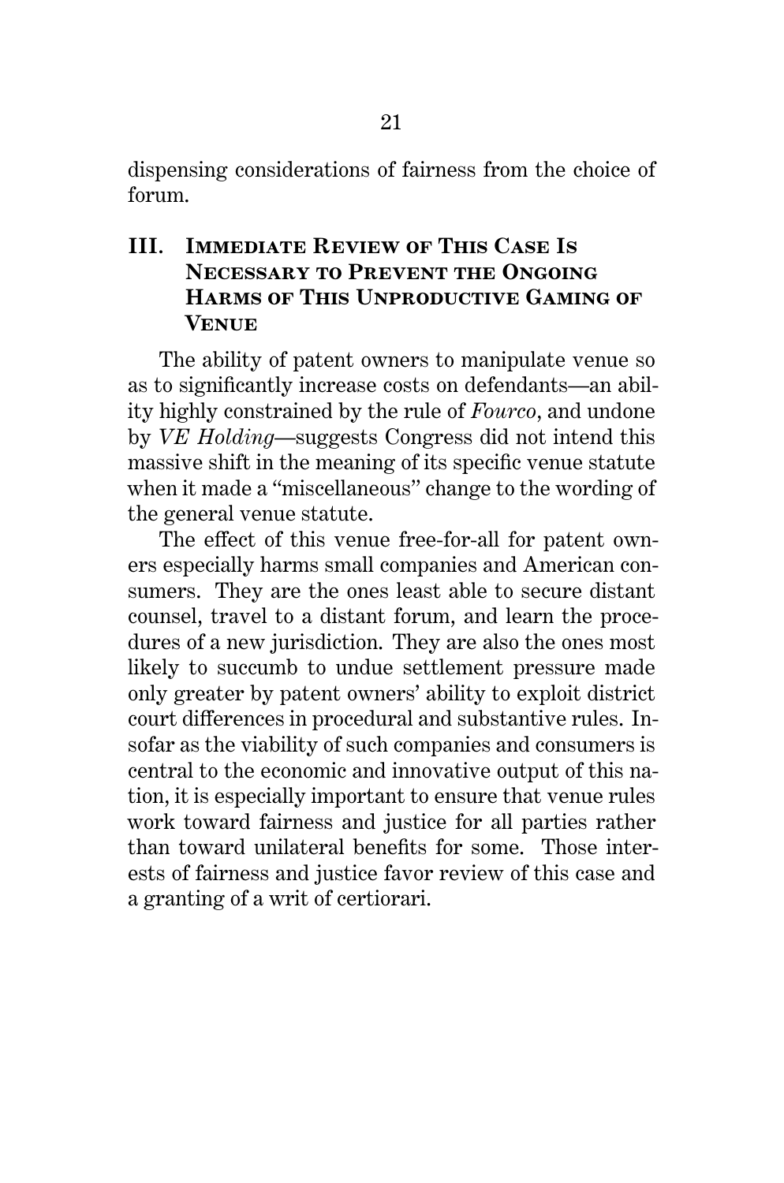dispensing considerations of fairness from the choice of forum.

## III. Immediate Review of This Case Is Necessary to Prevent the Ongoing Harms of This Unproductive Gaming of Venue

The ability of patent owners to manipulate venue so as to significantly increase costs on defendants—an ability highly constrained by the rule of *Fourco*, and undone by *VE Holding*—suggests Congress did not intend this massive shift in the meaning of its specific venue statute when it made a "miscellaneous" change to the wording of the general venue statute.

The effect of this venue free-for-all for patent owners especially harms small companies and American consumers. They are the ones least able to secure distant counsel, travel to a distant forum, and learn the procedures of a new jurisdiction. They are also the ones most likely to succumb to undue settlement pressure made only greater by patent owners' ability to exploit district court differences in procedural and substantive rules. Insofar as the viability of such companies and consumers is central to the economic and innovative output of this nation, it is especially important to ensure that venue rules work toward fairness and justice for all parties rather than toward unilateral benefits for some. Those interests of fairness and justice favor review of this case and a granting of a writ of certiorari.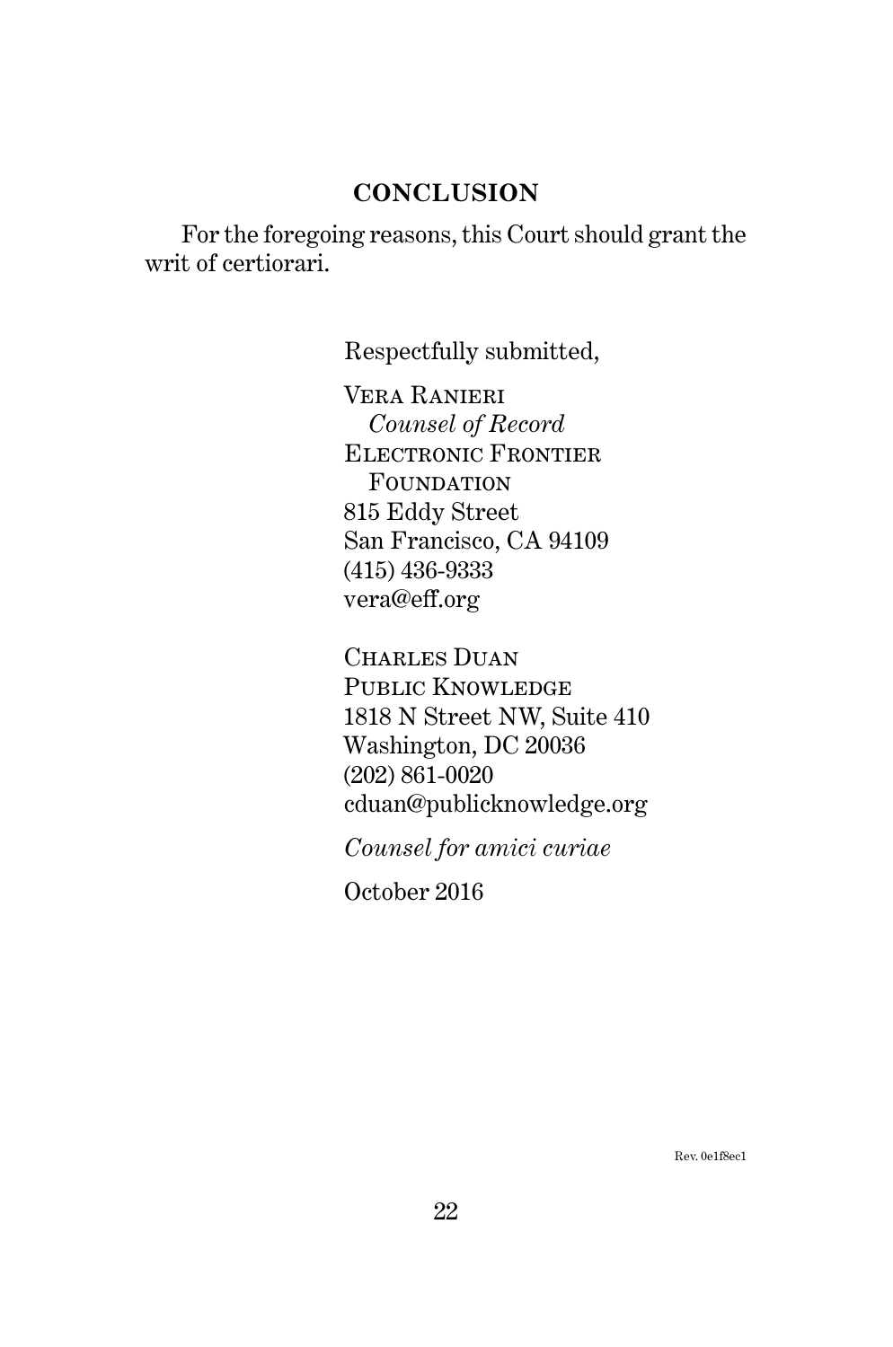## CONCLUSION

For the foregoing reasons, this Court should grant the writ of certiorari.

Respectfully submitted,

VERA RANIERI
*Counsel of Record*
ELECTRONIC FRONTIER FOUNDATION
815 Eddy Street
San Francisco, CA 94109
(415) 436-9333
vera@eff.org

CHARLES DUAN
PUBLIC KNOWLEDGE
1818 N Street NW, Suite 410
Washington, DC 20036
(202) 861-0020
cduan@publicknowledge.org

*Counsel for amici curiae*

October 2016

Rev. 0e1f8ec1